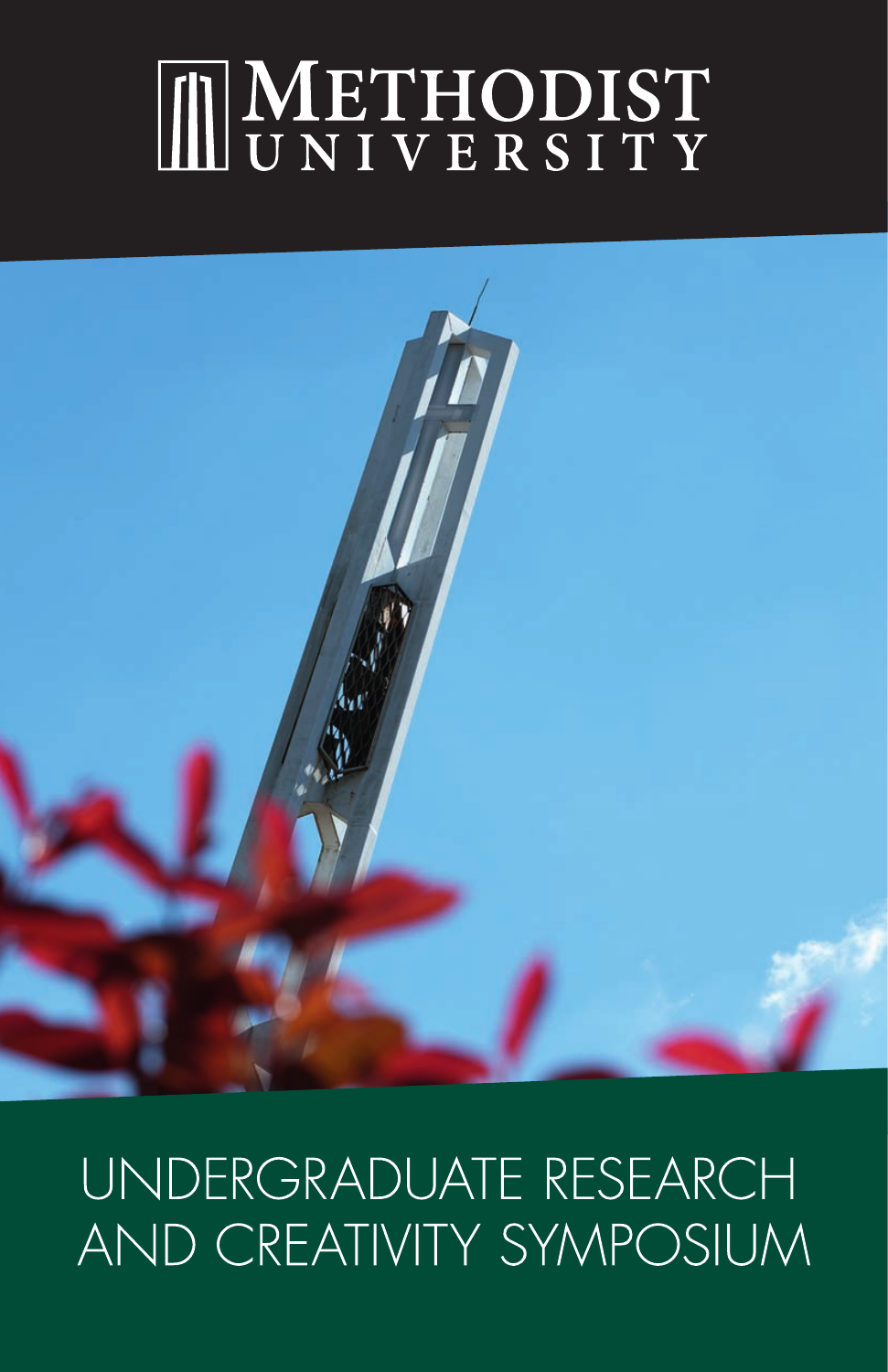# METHODIST UNIVERSITY

# UNDERGRADUATE RESEARCH AND CREATIVITY SYMPOSIUM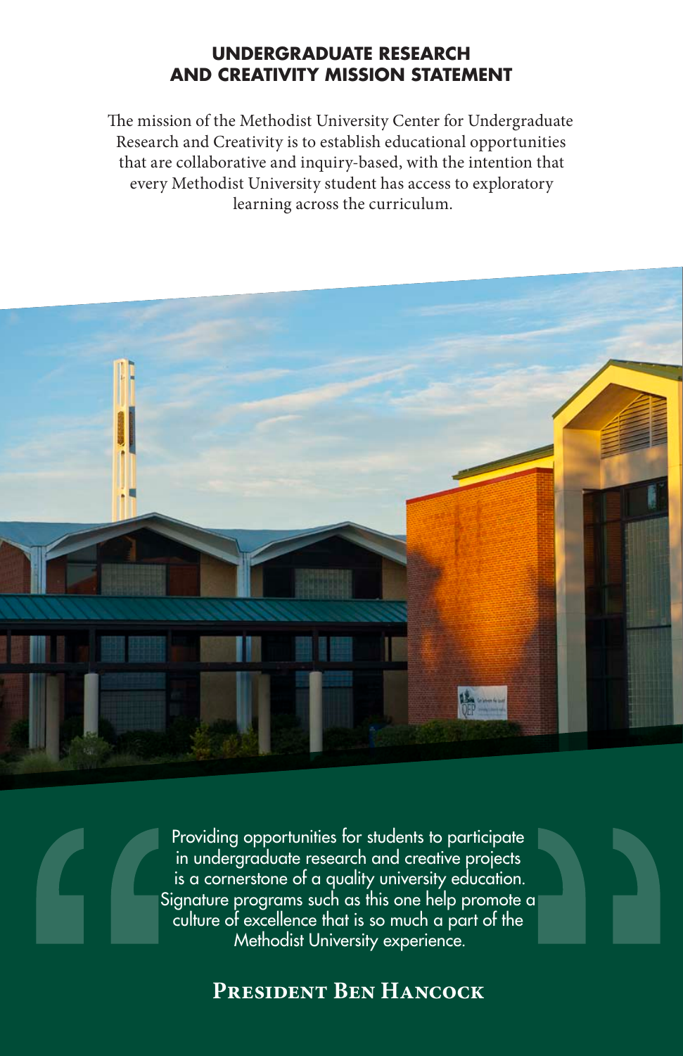## UNDERGRADUATE RESEARCH AND CREATIVITY MISSION STATEMENT

The mission of the Methodist University Center for Undergraduate Research and Creativity is to establish educational opportunities that are collaborative and inquiry-based, with the intention that every Methodist University student has access to exploratory learning across the curriculum.

> Providing opportunities for students to participate in undergraduate research and creative projects is a cornerstone of a quality university education. Signature programs such as this one help promote a culture of excellence that is so much a part of the Methodist University experience.

**President Ben Hancock**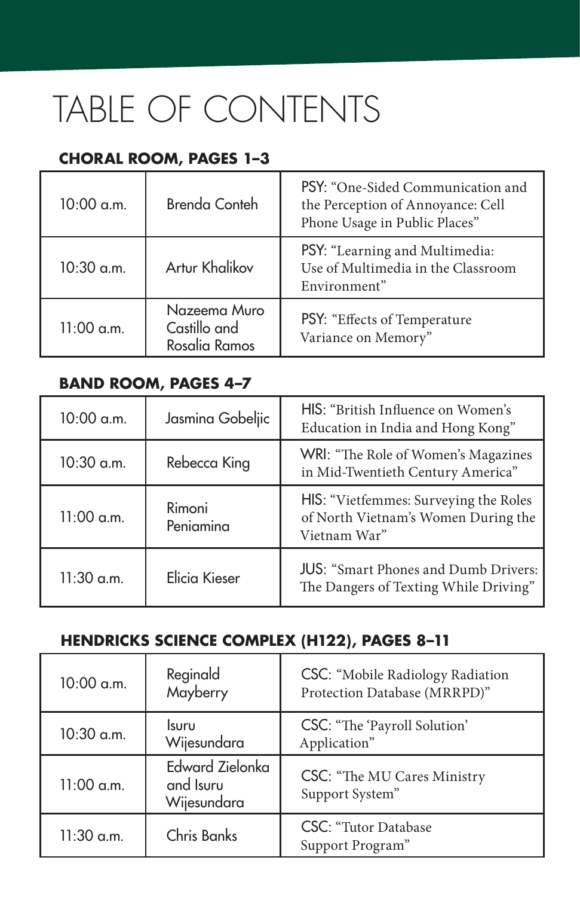# TABLE OF CONTENTS

## CHORAL ROOM, PAGES 1–3

| | | |
|---|---|---|
| 10:00 a.m. | Brenda Conteh | PSY: "One-Sided Communication and the Perception of Annoyance: Cell Phone Usage in Public Places" |
| 10:30 a.m. | Artur Khalikov | PSY: "Learning and Multimedia: Use of Multimedia in the Classroom Environment" |
| 11:00 a.m. | Nazeema Muro Castillo and Rosalia Ramos | PSY: "Effects of Temperature Variance on Memory" |

## BAND ROOM, PAGES 4–7

| | | |
|---|---|---|
| 10:00 a.m. | Jasmina Gobeljic | HIS: "British Influence on Women's Education in India and Hong Kong" |
| 10:30 a.m. | Rebecca King | WRI: "The Role of Women's Magazines in Mid-Twentieth Century America" |
| 11:00 a.m. | Rimoni Peniamina | HIS: "Vietfemmes: Surveying the Roles of North Vietnam's Women During the Vietnam War" |
| 11:30 a.m. | Elicia Kieser | JUS: "Smart Phones and Dumb Drivers: The Dangers of Texting While Driving" |

## HENDRICKS SCIENCE COMPLEX (H122), PAGES 8–11

| | | |
|---|---|---|
| 10:00 a.m. | Reginald Mayberry | CSC: "Mobile Radiology Radiation Protection Database (MRRPD)" |
| 10:30 a.m. | Isuru Wijesundara | CSC: "The 'Payroll Solution' Application" |
| 11:00 a.m. | Edward Zielonka and Isuru Wijesundara | CSC: "The MU Cares Ministry Support System" |
| 11:30 a.m. | Chris Banks | CSC: "Tutor Database Support Program" |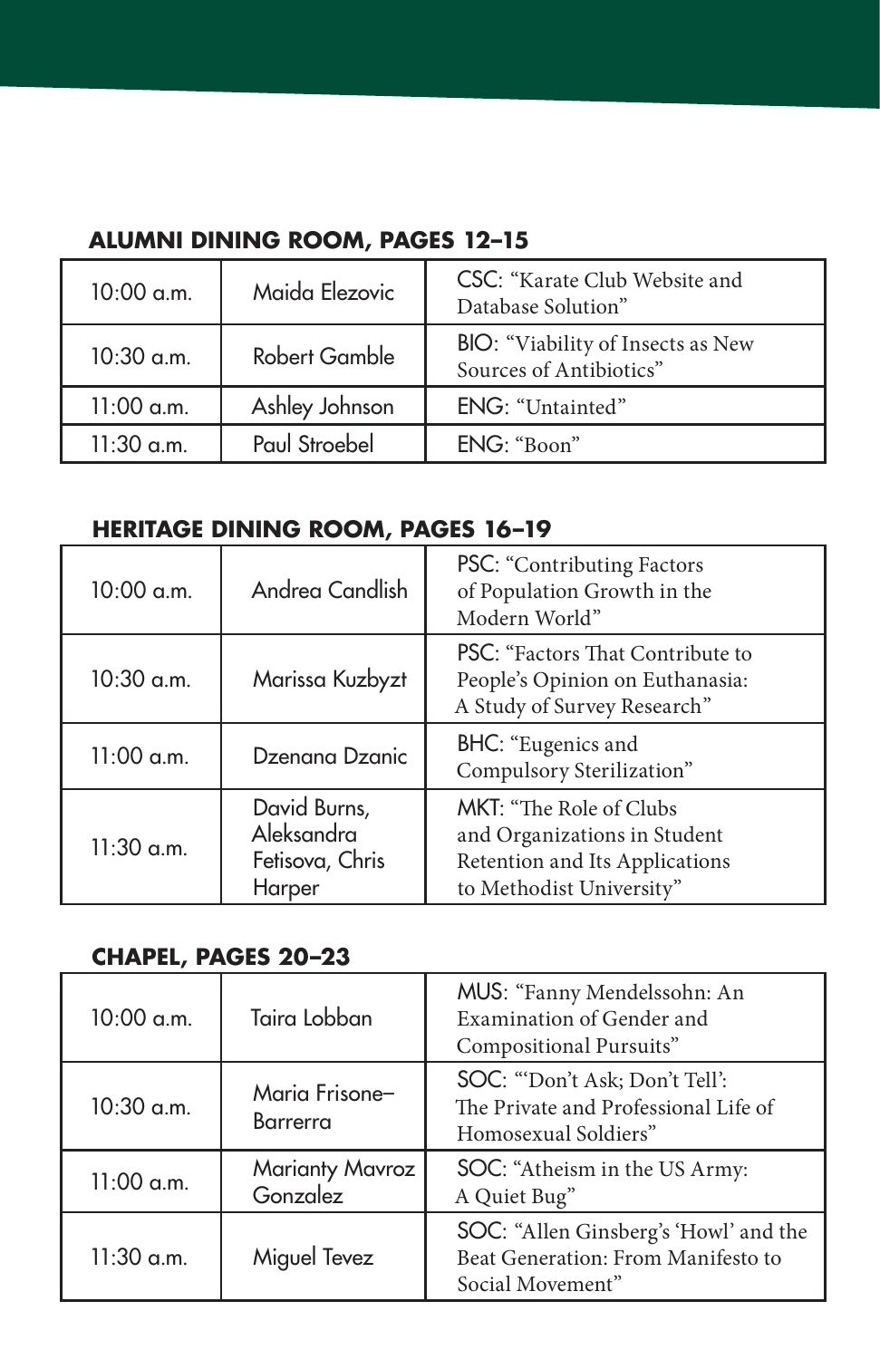### ALUMNI DINING ROOM, PAGES 12–15

| | | |
|---|---|---|
| 10:00 a.m. | Maida Elezovic | CSC: "Karate Club Website and Database Solution" |
| 10:30 a.m. | Robert Gamble | BIO: "Viability of Insects as New Sources of Antibiotics" |
| 11:00 a.m. | Ashley Johnson | ENG: "Untainted" |
| 11:30 a.m. | Paul Stroebel | ENG: "Boon" |

### HERITAGE DINING ROOM, PAGES 16–19

| | | |
|---|---|---|
| 10:00 a.m. | Andrea Candlish | PSC: "Contributing Factors of Population Growth in the Modern World" |
| 10:30 a.m. | Marissa Kuzbyzt | PSC: "Factors That Contribute to People's Opinion on Euthanasia: A Study of Survey Research" |
| 11:00 a.m. | Dzenana Dzanic | BHC: "Eugenics and Compulsory Sterilization" |
| 11:30 a.m. | David Burns, Aleksandra Fetisova, Chris Harper | MKT: "The Role of Clubs and Organizations in Student Retention and Its Applications to Methodist University" |

### CHAPEL, PAGES 20–23

| | | |
|---|---|---|
| 10:00 a.m. | Taira Lobban | MUS: "Fanny Mendelssohn: An Examination of Gender and Compositional Pursuits" |
| 10:30 a.m. | Maria Frisone–Barrerra | SOC: "'Don't Ask; Don't Tell': The Private and Professional Life of Homosexual Soldiers" |
| 11:00 a.m. | Marianty Mavroz Gonzalez | SOC: "Atheism in the US Army: A Quiet Bug" |
| 11:30 a.m. | Miguel Tevez | SOC: "Allen Ginsberg's 'Howl' and the Beat Generation: From Manifesto to Social Movement" |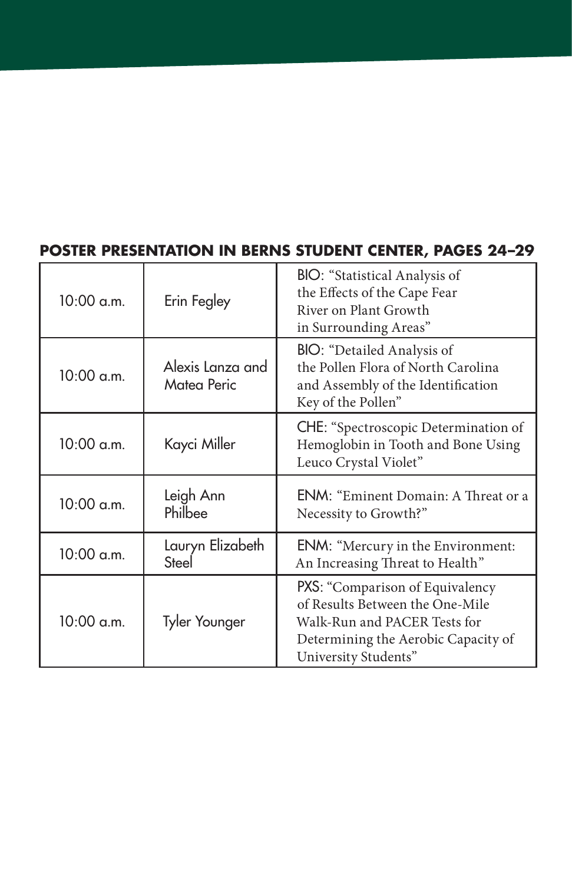## POSTER PRESENTATION IN BERNS STUDENT CENTER, PAGES 24–29

| | | |
|---|---|---|
| 10:00 a.m. | Erin Fegley | BIO: "Statistical Analysis of the Effects of the Cape Fear River on Plant Growth in Surrounding Areas" |
| 10:00 a.m. | Alexis Lanza and Matea Peric | BIO: "Detailed Analysis of the Pollen Flora of North Carolina and Assembly of the Identification Key of the Pollen" |
| 10:00 a.m. | Kayci Miller | CHE: "Spectroscopic Determination of Hemoglobin in Tooth and Bone Using Leuco Crystal Violet" |
| 10:00 a.m. | Leigh Ann Philbee | ENM: "Eminent Domain: A Threat or a Necessity to Growth?" |
| 10:00 a.m. | Lauryn Elizabeth Steel | ENM: "Mercury in the Environment: An Increasing Threat to Health" |
| 10:00 a.m. | Tyler Younger | PXS: "Comparison of Equivalency of Results Between the One-Mile Walk-Run and PACER Tests for Determining the Aerobic Capacity of University Students" |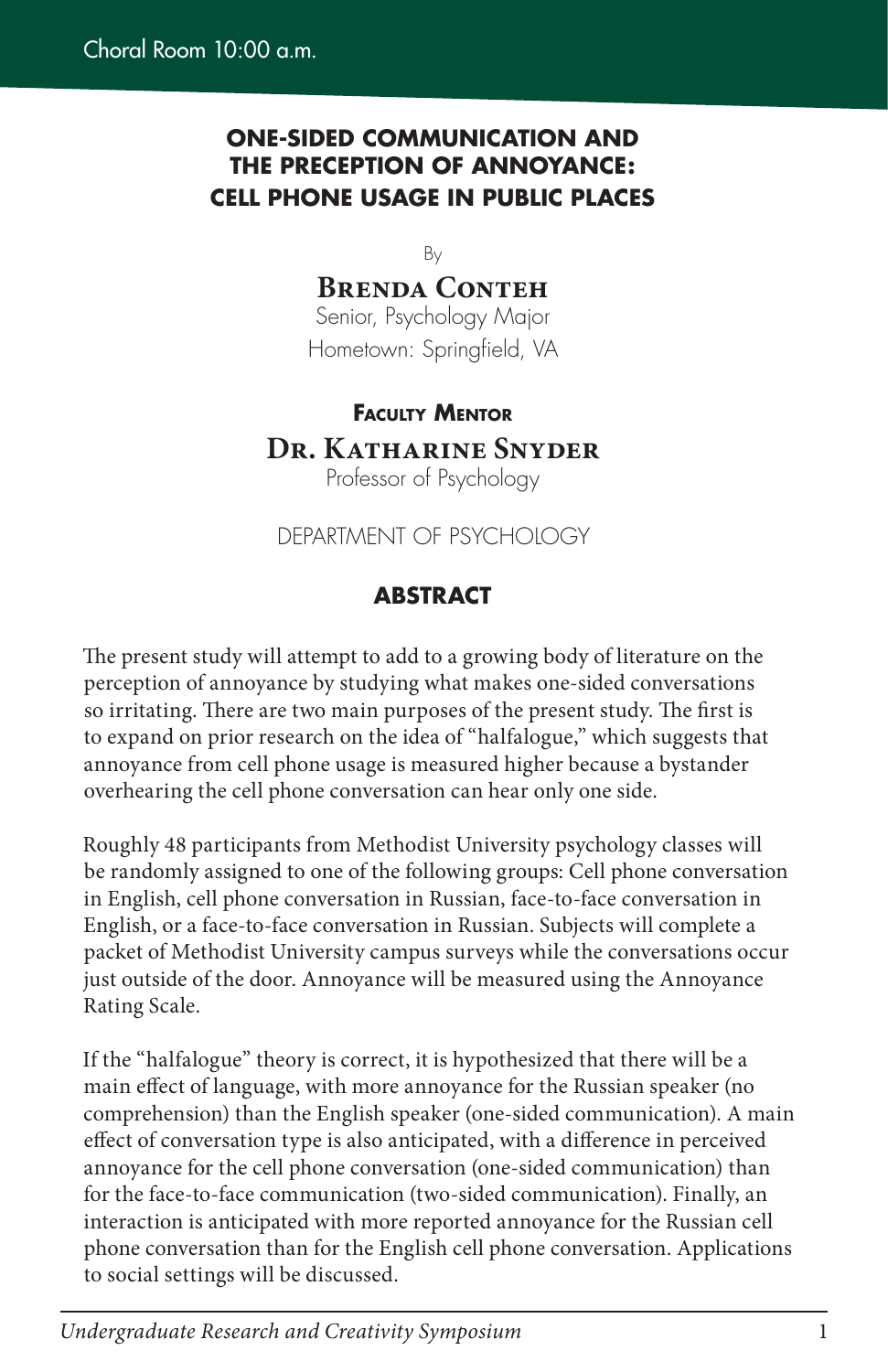Choral Room 10:00 a.m.

# ONE-SIDED COMMUNICATION AND THE PRECEPTION OF ANNOYANCE: CELL PHONE USAGE IN PUBLIC PLACES

By

**Brenda Conteh**
Senior, Psychology Major
Hometown: Springfield, VA

**Faculty Mentor**

**Dr. Katharine Snyder**
Professor of Psychology

DEPARTMENT OF PSYCHOLOGY

## ABSTRACT

The present study will attempt to add to a growing body of literature on the perception of annoyance by studying what makes one-sided conversations so irritating. There are two main purposes of the present study. The first is to expand on prior research on the idea of "halfalogue," which suggests that annoyance from cell phone usage is measured higher because a bystander overhearing the cell phone conversation can hear only one side.

Roughly 48 participants from Methodist University psychology classes will be randomly assigned to one of the following groups: Cell phone conversation in English, cell phone conversation in Russian, face-to-face conversation in English, or a face-to-face conversation in Russian. Subjects will complete a packet of Methodist University campus surveys while the conversations occur just outside of the door. Annoyance will be measured using the Annoyance Rating Scale.

If the "halfalogue" theory is correct, it is hypothesized that there will be a main effect of language, with more annoyance for the Russian speaker (no comprehension) than the English speaker (one-sided communication). A main effect of conversation type is also anticipated, with a difference in perceived annoyance for the cell phone conversation (one-sided communication) than for the face-to-face communication (two-sided communication). Finally, an interaction is anticipated with more reported annoyance for the Russian cell phone conversation than for the English cell phone conversation. Applications to social settings will be discussed.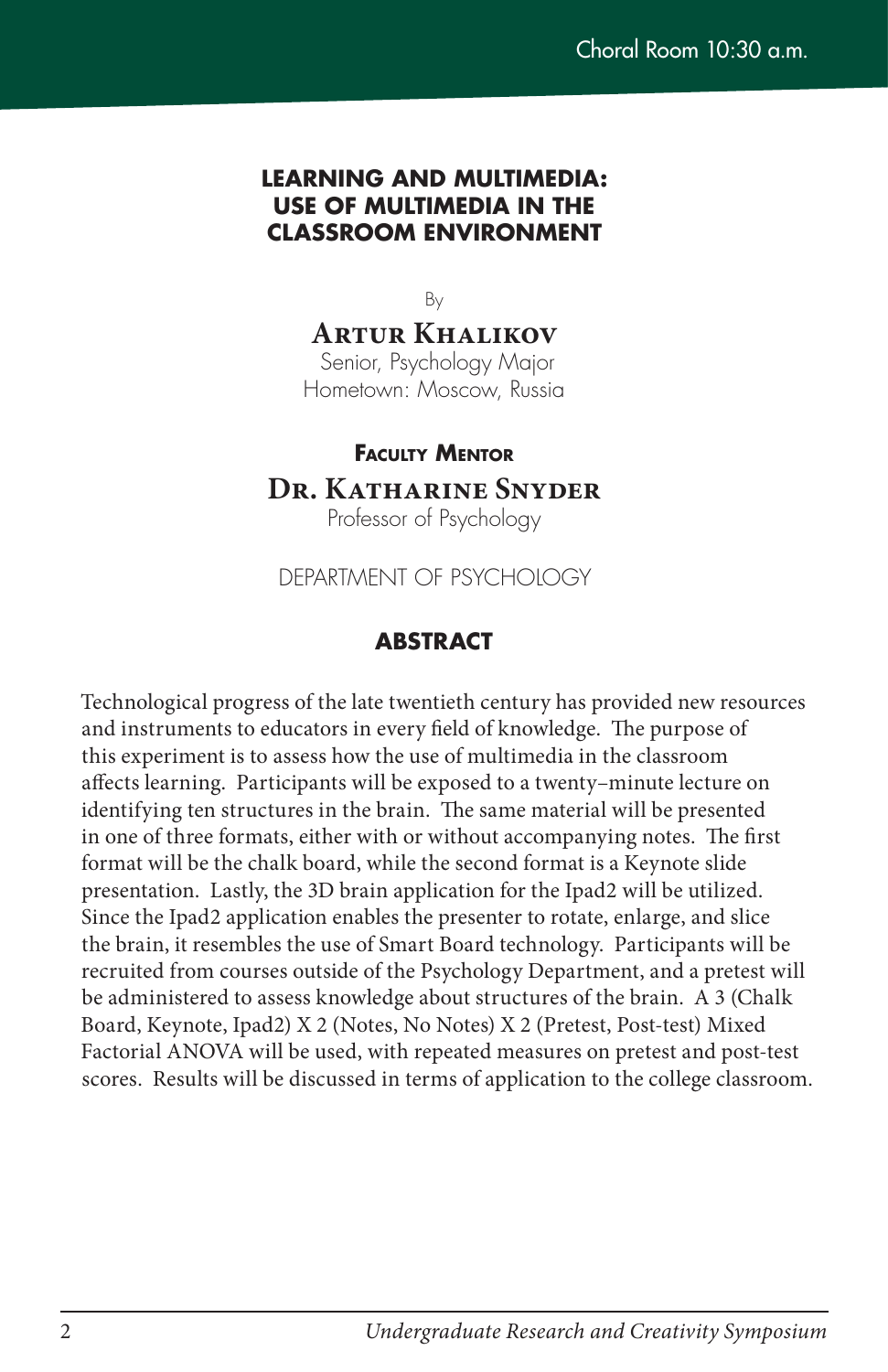Choral Room 10:30 a.m.

# LEARNING AND MULTIMEDIA: USE OF MULTIMEDIA IN THE CLASSROOM ENVIRONMENT

By

**Artur Khalikov**
Senior, Psychology Major
Hometown: Moscow, Russia

**Faculty Mentor**

**Dr. Katharine Snyder**
Professor of Psychology

DEPARTMENT OF PSYCHOLOGY

## ABSTRACT

Technological progress of the late twentieth century has provided new resources and instruments to educators in every field of knowledge. The purpose of this experiment is to assess how the use of multimedia in the classroom affects learning. Participants will be exposed to a twenty–minute lecture on identifying ten structures in the brain. The same material will be presented in one of three formats, either with or without accompanying notes. The first format will be the chalk board, while the second format is a Keynote slide presentation. Lastly, the 3D brain application for the Ipad2 will be utilized. Since the Ipad2 application enables the presenter to rotate, enlarge, and slice the brain, it resembles the use of Smart Board technology. Participants will be recruited from courses outside of the Psychology Department, and a pretest will be administered to assess knowledge about structures of the brain. A 3 (Chalk Board, Keynote, Ipad2) X 2 (Notes, No Notes) X 2 (Pretest, Post-test) Mixed Factorial ANOVA will be used, with repeated measures on pretest and post-test scores. Results will be discussed in terms of application to the college classroom.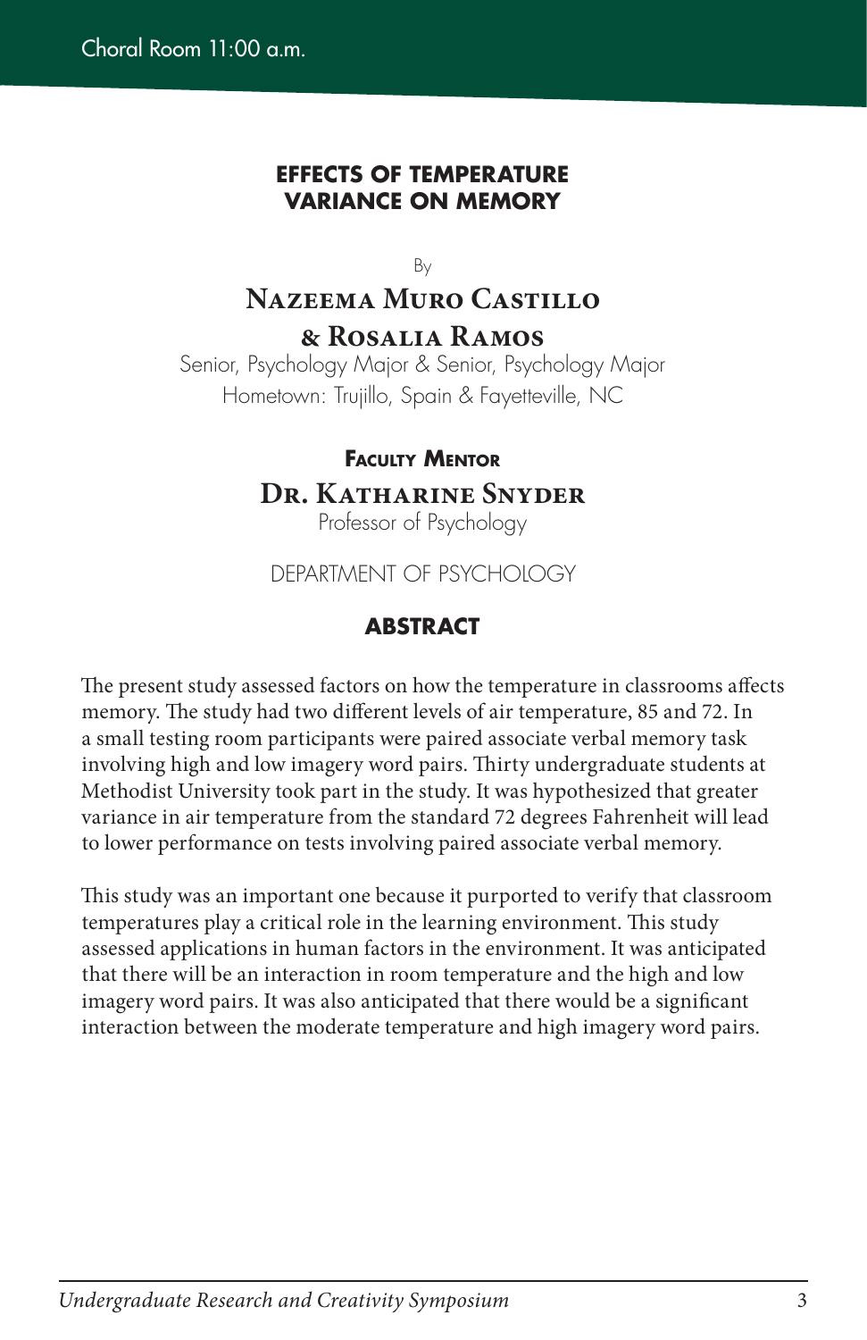Choral Room 11:00 a.m.

## EFFECTS OF TEMPERATURE VARIANCE ON MEMORY

By

**Nazeema Muro Castillo & Rosalia Ramos**

Senior, Psychology Major & Senior, Psychology Major

Hometown: Trujillo, Spain & Fayetteville, NC

**Faculty Mentor**

**Dr. Katharine Snyder**

Professor of Psychology

DEPARTMENT OF PSYCHOLOGY

### ABSTRACT

The present study assessed factors on how the temperature in classrooms affects memory. The study had two different levels of air temperature, 85 and 72. In a small testing room participants were paired associate verbal memory task involving high and low imagery word pairs. Thirty undergraduate students at Methodist University took part in the study. It was hypothesized that greater variance in air temperature from the standard 72 degrees Fahrenheit will lead to lower performance on tests involving paired associate verbal memory.

This study was an important one because it purported to verify that classroom temperatures play a critical role in the learning environment. This study assessed applications in human factors in the environment. It was anticipated that there will be an interaction in room temperature and the high and low imagery word pairs. It was also anticipated that there would be a significant interaction between the moderate temperature and high imagery word pairs.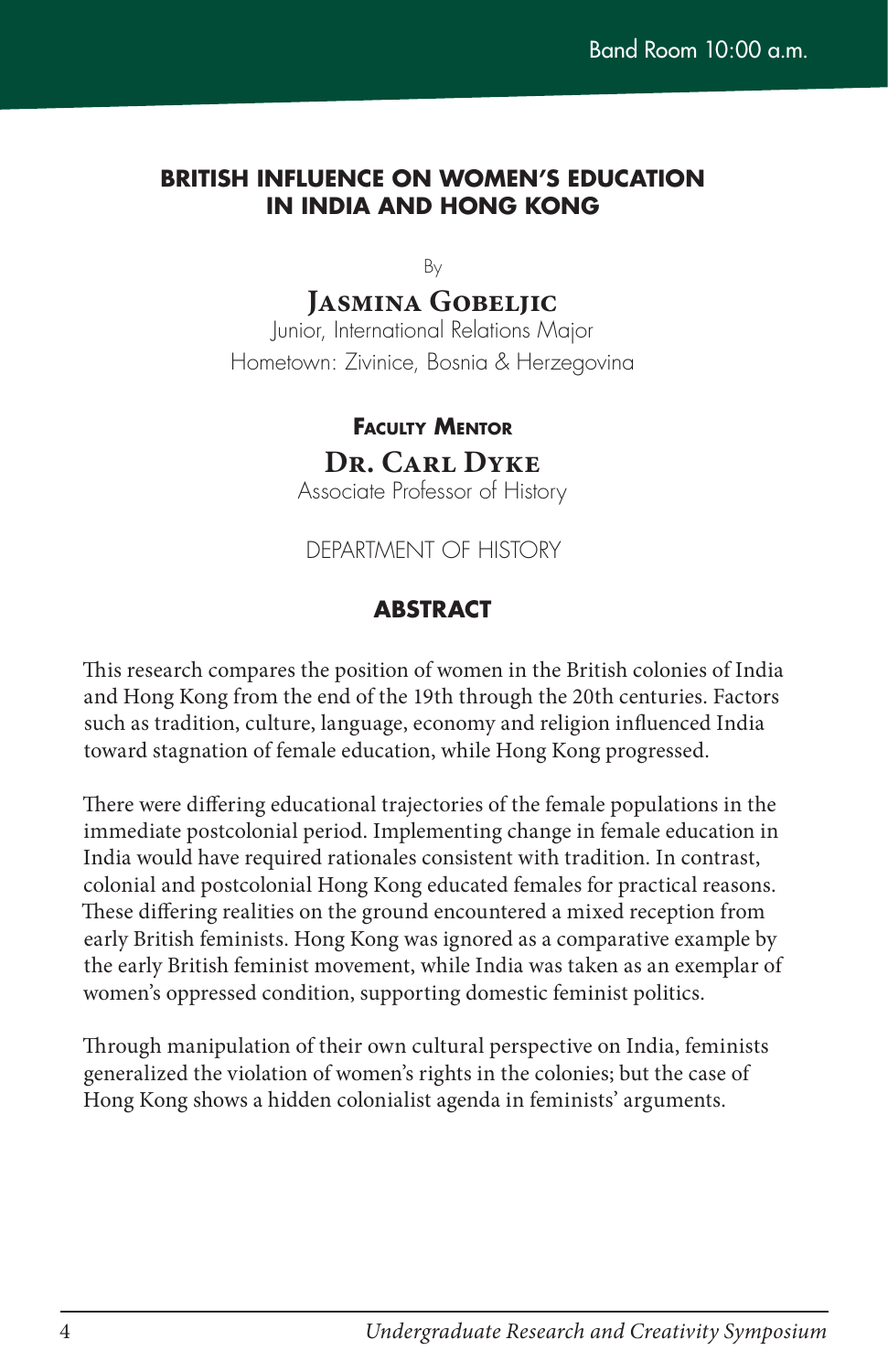Band Room 10:00 a.m.

## BRITISH INFLUENCE ON WOMEN'S EDUCATION IN INDIA AND HONG KONG

By

**Jasmina Gobeljic**
Junior, International Relations Major
Hometown: Zivinice, Bosnia & Herzegovina

**Faculty Mentor**

**Dr. Carl Dyke**
Associate Professor of History

DEPARTMENT OF HISTORY

### ABSTRACT

This research compares the position of women in the British colonies of India and Hong Kong from the end of the 19th through the 20th centuries. Factors such as tradition, culture, language, economy and religion influenced India toward stagnation of female education, while Hong Kong progressed.

There were differing educational trajectories of the female populations in the immediate postcolonial period. Implementing change in female education in India would have required rationales consistent with tradition. In contrast, colonial and postcolonial Hong Kong educated females for practical reasons. These differing realities on the ground encountered a mixed reception from early British feminists. Hong Kong was ignored as a comparative example by the early British feminist movement, while India was taken as an exemplar of women's oppressed condition, supporting domestic feminist politics.

Through manipulation of their own cultural perspective on India, feminists generalized the violation of women's rights in the colonies; but the case of Hong Kong shows a hidden colonialist agenda in feminists' arguments.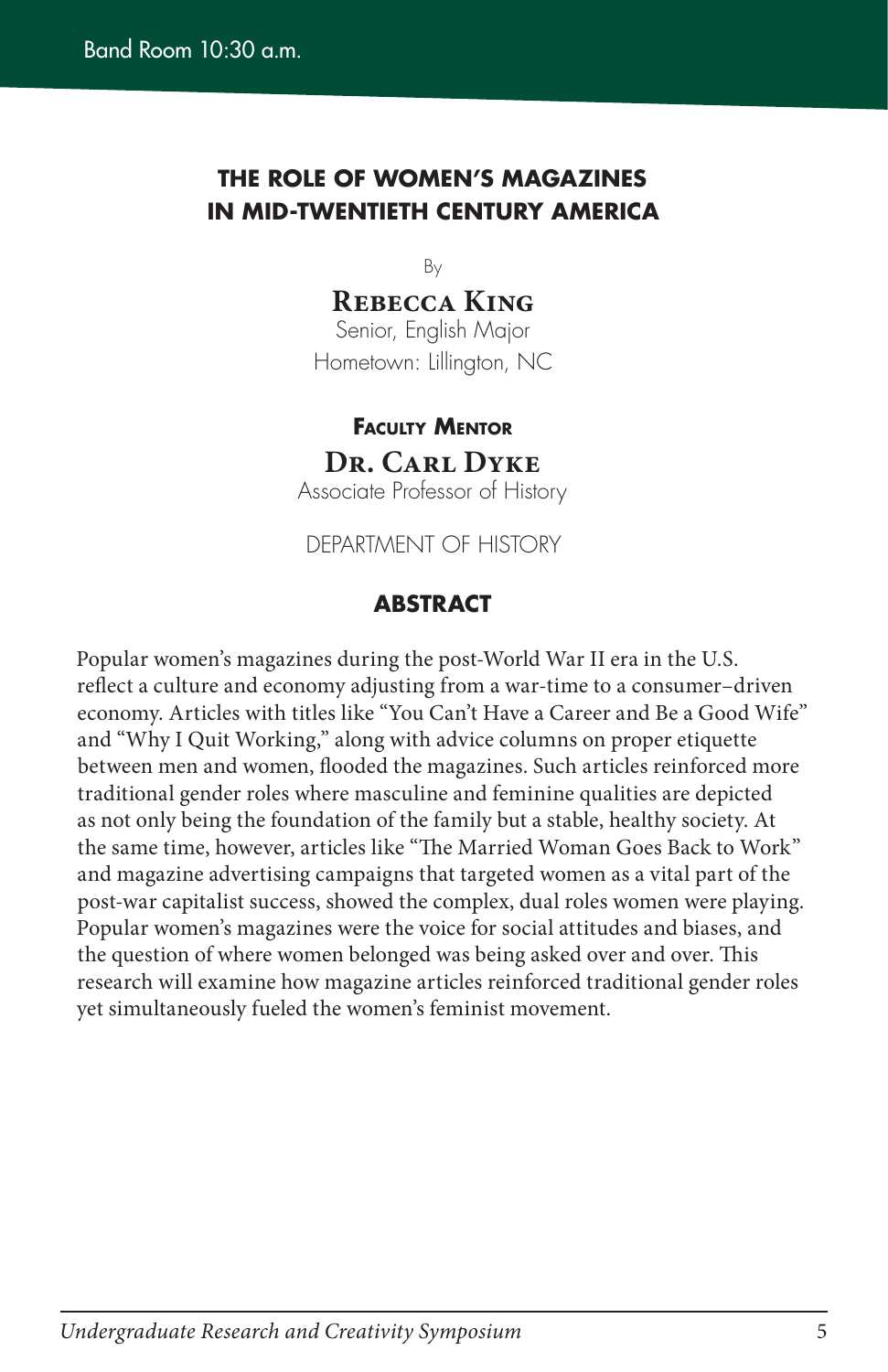Band Room 10:30 a.m.

## THE ROLE OF WOMEN'S MAGAZINES IN MID-TWENTIETH CENTURY AMERICA

By

**Rebecca King**
Senior, English Major
Hometown: Lillington, NC

**Faculty Mentor**

**Dr. Carl Dyke**
Associate Professor of History

DEPARTMENT OF HISTORY

### ABSTRACT

Popular women's magazines during the post-World War II era in the U.S. reflect a culture and economy adjusting from a war-time to a consumer–driven economy. Articles with titles like "You Can't Have a Career and Be a Good Wife" and "Why I Quit Working," along with advice columns on proper etiquette between men and women, flooded the magazines. Such articles reinforced more traditional gender roles where masculine and feminine qualities are depicted as not only being the foundation of the family but a stable, healthy society. At the same time, however, articles like "The Married Woman Goes Back to Work" and magazine advertising campaigns that targeted women as a vital part of the post-war capitalist success, showed the complex, dual roles women were playing. Popular women's magazines were the voice for social attitudes and biases, and the question of where women belonged was being asked over and over. This research will examine how magazine articles reinforced traditional gender roles yet simultaneously fueled the women's feminist movement.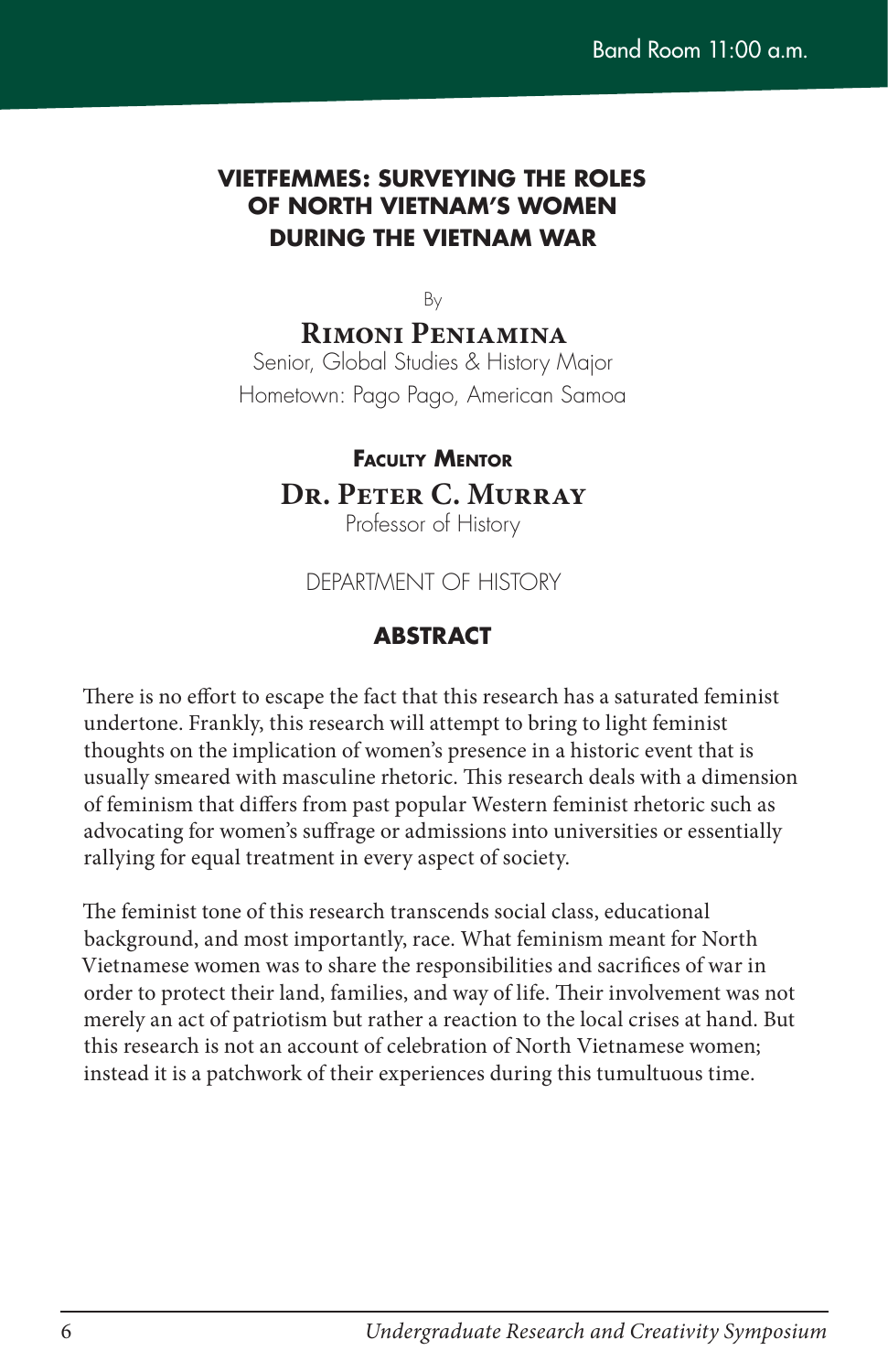Band Room 11:00 a.m.

# VIETFEMMES: SURVEYING THE ROLES OF NORTH VIETNAM'S WOMEN DURING THE VIETNAM WAR

By

**Rimoni Peniamina**
Senior, Global Studies & History Major
Hometown: Pago Pago, American Samoa

**Faculty Mentor**

**Dr. Peter C. Murray**
Professor of History

DEPARTMENT OF HISTORY

## ABSTRACT

There is no effort to escape the fact that this research has a saturated feminist undertone. Frankly, this research will attempt to bring to light feminist thoughts on the implication of women's presence in a historic event that is usually smeared with masculine rhetoric. This research deals with a dimension of feminism that differs from past popular Western feminist rhetoric such as advocating for women's suffrage or admissions into universities or essentially rallying for equal treatment in every aspect of society.

The feminist tone of this research transcends social class, educational background, and most importantly, race. What feminism meant for North Vietnamese women was to share the responsibilities and sacrifices of war in order to protect their land, families, and way of life. Their involvement was not merely an act of patriotism but rather a reaction to the local crises at hand. But this research is not an account of celebration of North Vietnamese women; instead it is a patchwork of their experiences during this tumultuous time.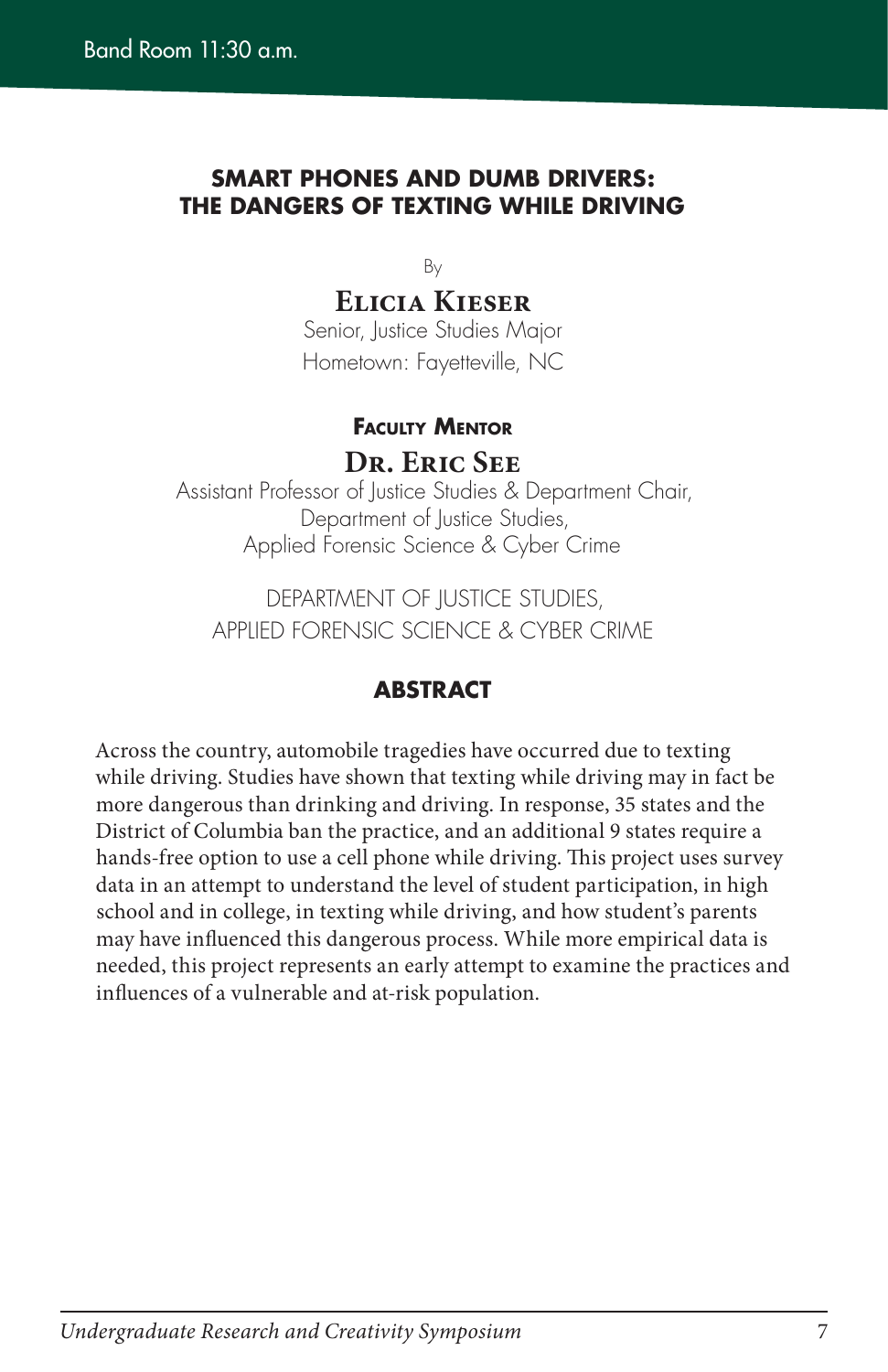Band Room 11:30 a.m.

## SMART PHONES AND DUMB DRIVERS: THE DANGERS OF TEXTING WHILE DRIVING

By

**Elicia Kieser**
Senior, Justice Studies Major
Hometown: Fayetteville, NC

**Faculty Mentor**

**Dr. Eric See**
Assistant Professor of Justice Studies & Department Chair,
Department of Justice Studies,
Applied Forensic Science & Cyber Crime

DEPARTMENT OF JUSTICE STUDIES,
APPLIED FORENSIC SCIENCE & CYBER CRIME

### ABSTRACT

Across the country, automobile tragedies have occurred due to texting while driving. Studies have shown that texting while driving may in fact be more dangerous than drinking and driving. In response, 35 states and the District of Columbia ban the practice, and an additional 9 states require a hands-free option to use a cell phone while driving. This project uses survey data in an attempt to understand the level of student participation, in high school and in college, in texting while driving, and how student's parents may have influenced this dangerous process. While more empirical data is needed, this project represents an early attempt to examine the practices and influences of a vulnerable and at-risk population.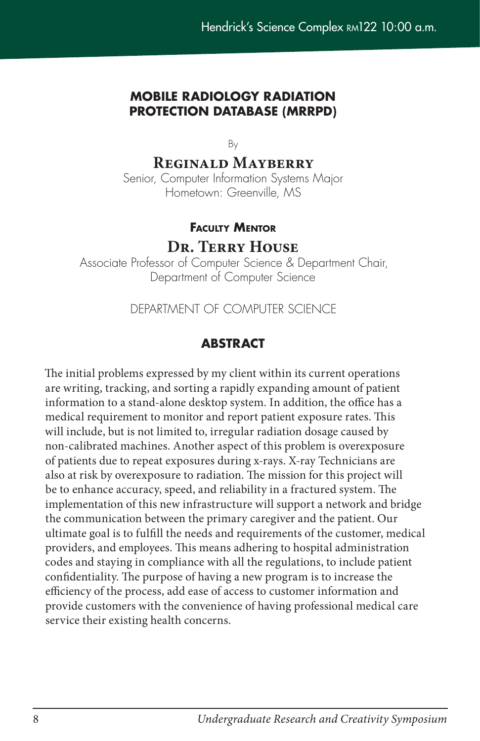Hendrick's Science Complex RM122 10:00 a.m.

## MOBILE RADIOLOGY RADIATION PROTECTION DATABASE (MRRPD)

By

**Reginald Mayberry**
Senior, Computer Information Systems Major
Hometown: Greenville, MS

**Faculty Mentor**

**Dr. Terry House**
Associate Professor of Computer Science & Department Chair,
Department of Computer Science

DEPARTMENT OF COMPUTER SCIENCE

### ABSTRACT

The initial problems expressed by my client within its current operations are writing, tracking, and sorting a rapidly expanding amount of patient information to a stand-alone desktop system. In addition, the office has a medical requirement to monitor and report patient exposure rates. This will include, but is not limited to, irregular radiation dosage caused by non-calibrated machines. Another aspect of this problem is overexposure of patients due to repeat exposures during x-rays. X-ray Technicians are also at risk by overexposure to radiation. The mission for this project will be to enhance accuracy, speed, and reliability in a fractured system. The implementation of this new infrastructure will support a network and bridge the communication between the primary caregiver and the patient. Our ultimate goal is to fulfill the needs and requirements of the customer, medical providers, and employees. This means adhering to hospital administration codes and staying in compliance with all the regulations, to include patient confidentiality. The purpose of having a new program is to increase the efficiency of the process, add ease of access to customer information and provide customers with the convenience of having professional medical care service their existing health concerns.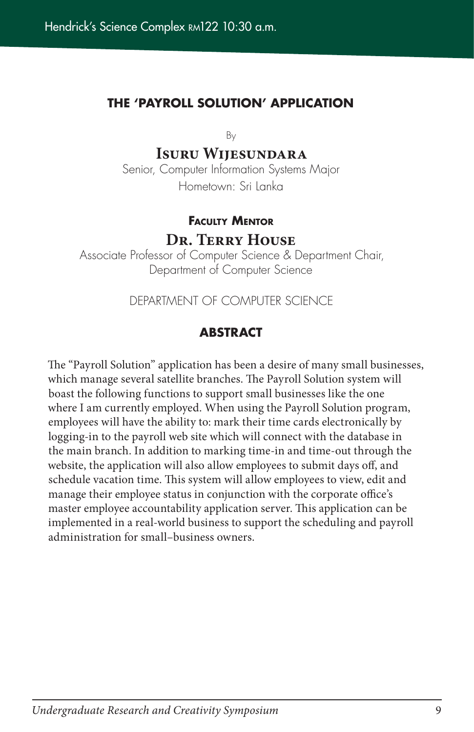Hendrick's Science Complex RM122 10:30 a.m.

## THE 'PAYROLL SOLUTION' APPLICATION

By

**Isuru Wijesundara**
Senior, Computer Information Systems Major
Hometown: Sri Lanka

**Faculty Mentor**

**Dr. Terry House**
Associate Professor of Computer Science & Department Chair,
Department of Computer Science

DEPARTMENT OF COMPUTER SCIENCE

### ABSTRACT

The "Payroll Solution" application has been a desire of many small businesses, which manage several satellite branches. The Payroll Solution system will boast the following functions to support small businesses like the one where I am currently employed. When using the Payroll Solution program, employees will have the ability to: mark their time cards electronically by logging-in to the payroll web site which will connect with the database in the main branch. In addition to marking time-in and time-out through the website, the application will also allow employees to submit days off, and schedule vacation time. This system will allow employees to view, edit and manage their employee status in conjunction with the corporate office's master employee accountability application server. This application can be implemented in a real-world business to support the scheduling and payroll administration for small–business owners.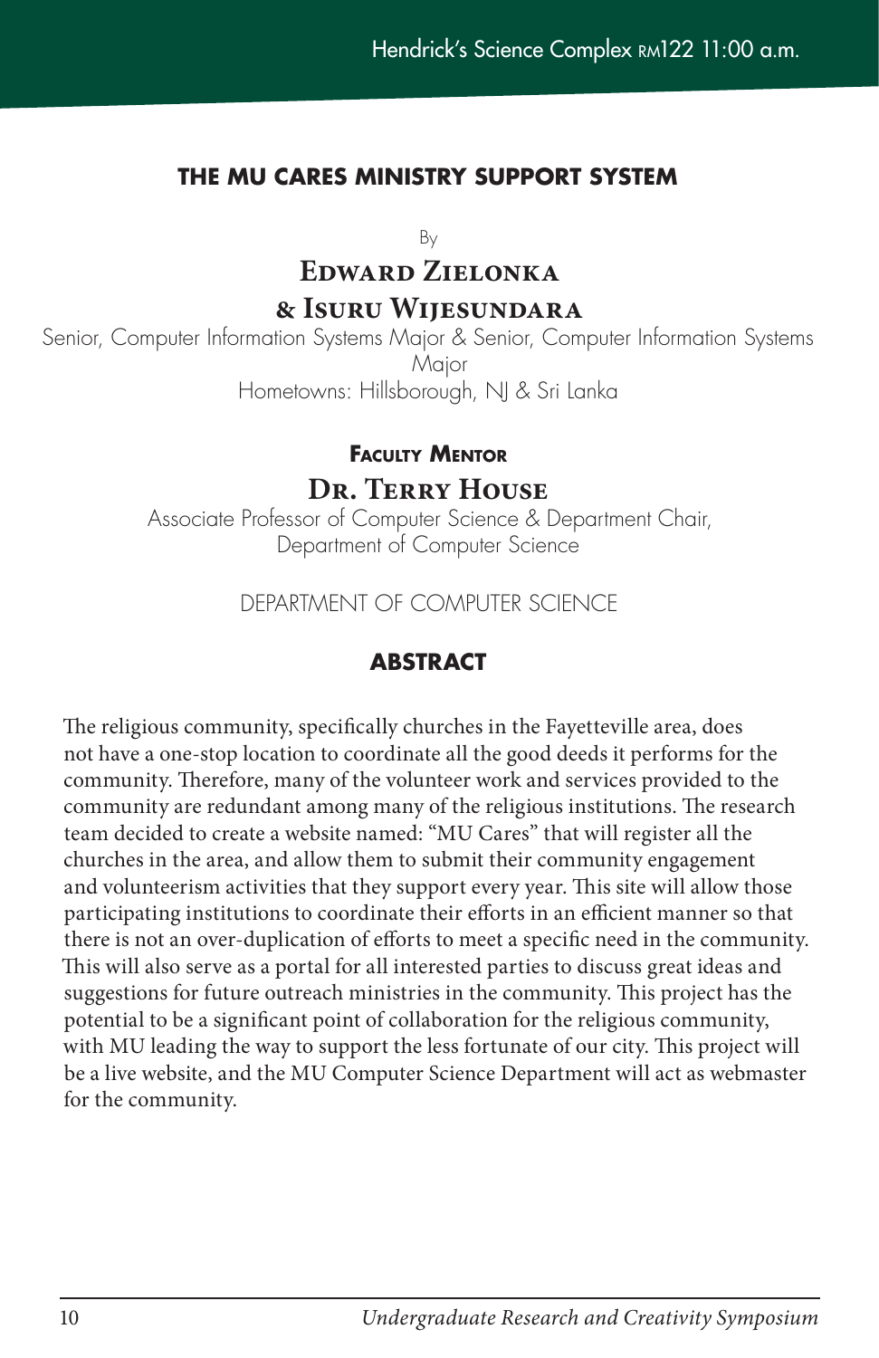Hendrick's Science Complex RM122 11:00 a.m.

## THE MU CARES MINISTRY SUPPORT SYSTEM

By

**Edward Zielonka**
**& Isuru Wijesundara**

Senior, Computer Information Systems Major & Senior, Computer Information Systems Major

Hometowns: Hillsborough, NJ & Sri Lanka

**Faculty Mentor**

**Dr. Terry House**

Associate Professor of Computer Science & Department Chair, Department of Computer Science

DEPARTMENT OF COMPUTER SCIENCE

### ABSTRACT

The religious community, specifically churches in the Fayetteville area, does not have a one-stop location to coordinate all the good deeds it performs for the community. Therefore, many of the volunteer work and services provided to the community are redundant among many of the religious institutions. The research team decided to create a website named: "MU Cares" that will register all the churches in the area, and allow them to submit their community engagement and volunteerism activities that they support every year. This site will allow those participating institutions to coordinate their efforts in an efficient manner so that there is not an over-duplication of efforts to meet a specific need in the community. This will also serve as a portal for all interested parties to discuss great ideas and suggestions for future outreach ministries in the community. This project has the potential to be a significant point of collaboration for the religious community, with MU leading the way to support the less fortunate of our city. This project will be a live website, and the MU Computer Science Department will act as webmaster for the community.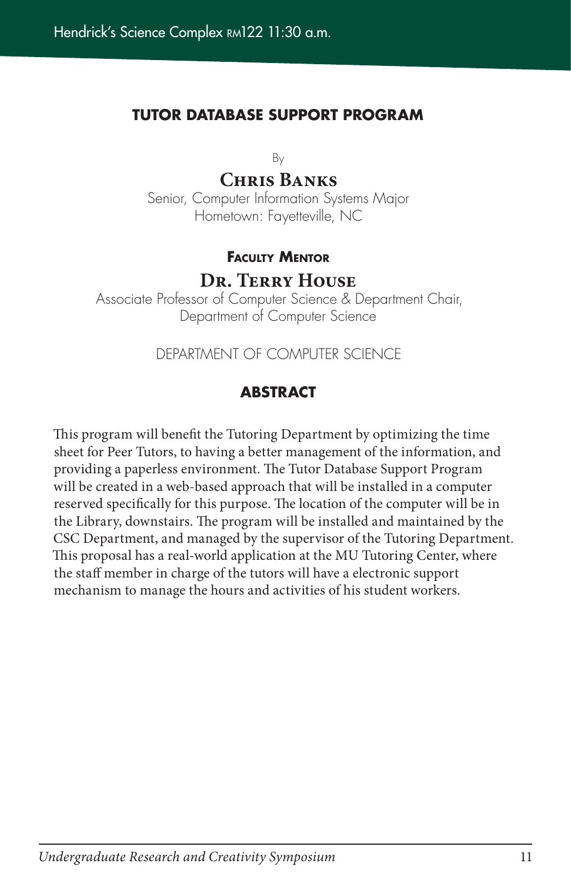Hendrick's Science Complex RM122 11:30 a.m.

## TUTOR DATABASE SUPPORT PROGRAM

By

**Chris Banks**
Senior, Computer Information Systems Major
Hometown: Fayetteville, NC

**Faculty Mentor**

**Dr. Terry House**
Associate Professor of Computer Science & Department Chair,
Department of Computer Science

DEPARTMENT OF COMPUTER SCIENCE

### ABSTRACT

This program will benefit the Tutoring Department by optimizing the time sheet for Peer Tutors, to having a better management of the information, and providing a paperless environment. The Tutor Database Support Program will be created in a web-based approach that will be installed in a computer reserved specifically for this purpose. The location of the computer will be in the Library, downstairs. The program will be installed and maintained by the CSC Department, and managed by the supervisor of the Tutoring Department. This proposal has a real-world application at the MU Tutoring Center, where the staff member in charge of the tutors will have a electronic support mechanism to manage the hours and activities of his student workers.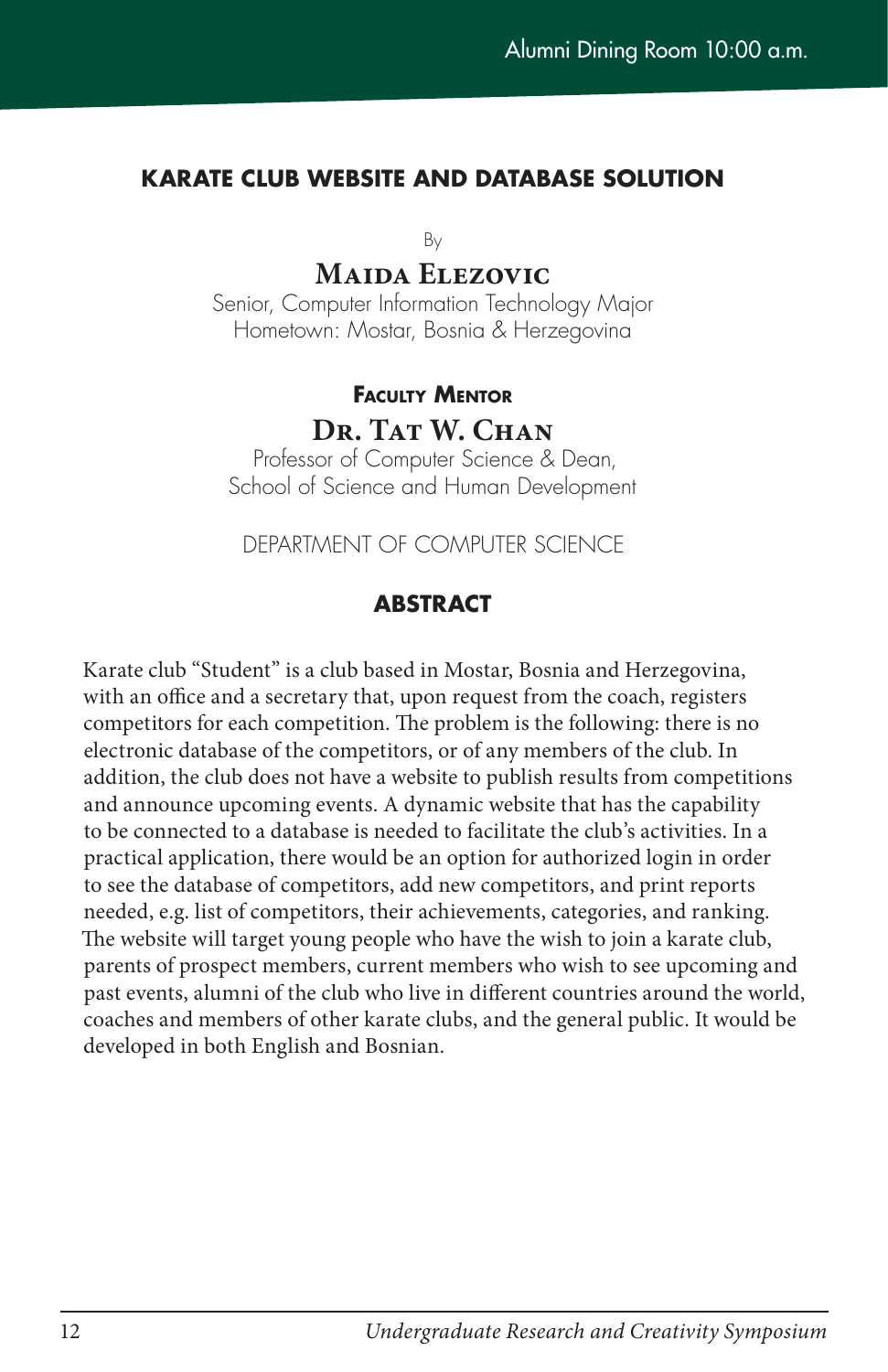Alumni Dining Room 10:00 a.m.

## KARATE CLUB WEBSITE AND DATABASE SOLUTION

By

**Maida Elezovic**
Senior, Computer Information Technology Major
Hometown: Mostar, Bosnia & Herzegovina

**Faculty Mentor**

**Dr. Tat W. Chan**
Professor of Computer Science & Dean,
School of Science and Human Development

DEPARTMENT OF COMPUTER SCIENCE

### ABSTRACT

Karate club "Student" is a club based in Mostar, Bosnia and Herzegovina, with an office and a secretary that, upon request from the coach, registers competitors for each competition. The problem is the following: there is no electronic database of the competitors, or of any members of the club. In addition, the club does not have a website to publish results from competitions and announce upcoming events. A dynamic website that has the capability to be connected to a database is needed to facilitate the club's activities. In a practical application, there would be an option for authorized login in order to see the database of competitors, add new competitors, and print reports needed, e.g. list of competitors, their achievements, categories, and ranking. The website will target young people who have the wish to join a karate club, parents of prospect members, current members who wish to see upcoming and past events, alumni of the club who live in different countries around the world, coaches and members of other karate clubs, and the general public. It would be developed in both English and Bosnian.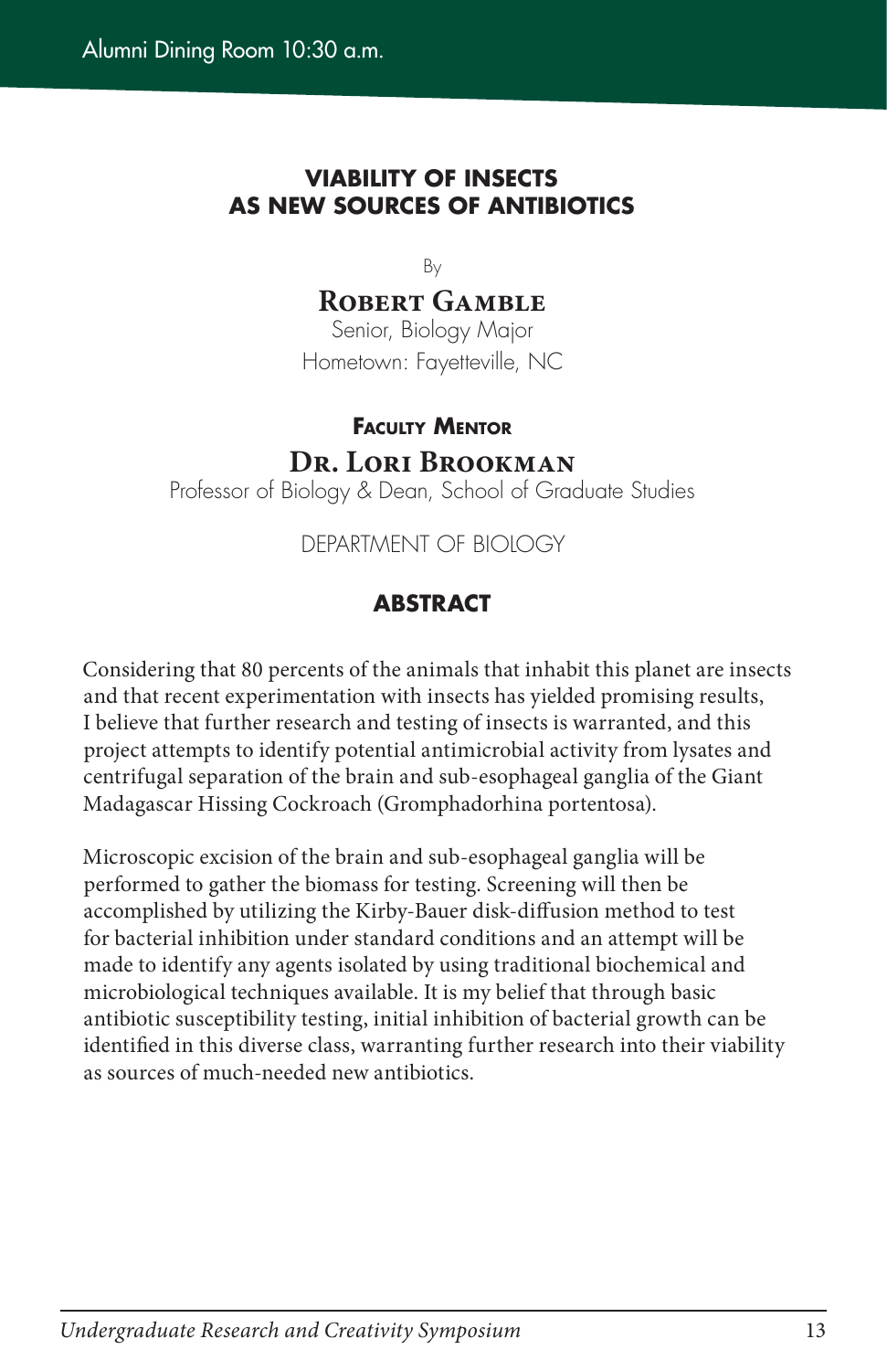Alumni Dining Room 10:30 a.m.

## VIABILITY OF INSECTS AS NEW SOURCES OF ANTIBIOTICS

By

**Robert Gamble**
Senior, Biology Major
Hometown: Fayetteville, NC

**Faculty Mentor**

**Dr. Lori Brookman**
Professor of Biology & Dean, School of Graduate Studies

DEPARTMENT OF BIOLOGY

### ABSTRACT

Considering that 80 percents of the animals that inhabit this planet are insects and that recent experimentation with insects has yielded promising results, I believe that further research and testing of insects is warranted, and this project attempts to identify potential antimicrobial activity from lysates and centrifugal separation of the brain and sub-esophageal ganglia of the Giant Madagascar Hissing Cockroach (Gromphadorhina portentosa).

Microscopic excision of the brain and sub-esophageal ganglia will be performed to gather the biomass for testing. Screening will then be accomplished by utilizing the Kirby-Bauer disk-diffusion method to test for bacterial inhibition under standard conditions and an attempt will be made to identify any agents isolated by using traditional biochemical and microbiological techniques available. It is my belief that through basic antibiotic susceptibility testing, initial inhibition of bacterial growth can be identified in this diverse class, warranting further research into their viability as sources of much-needed new antibiotics.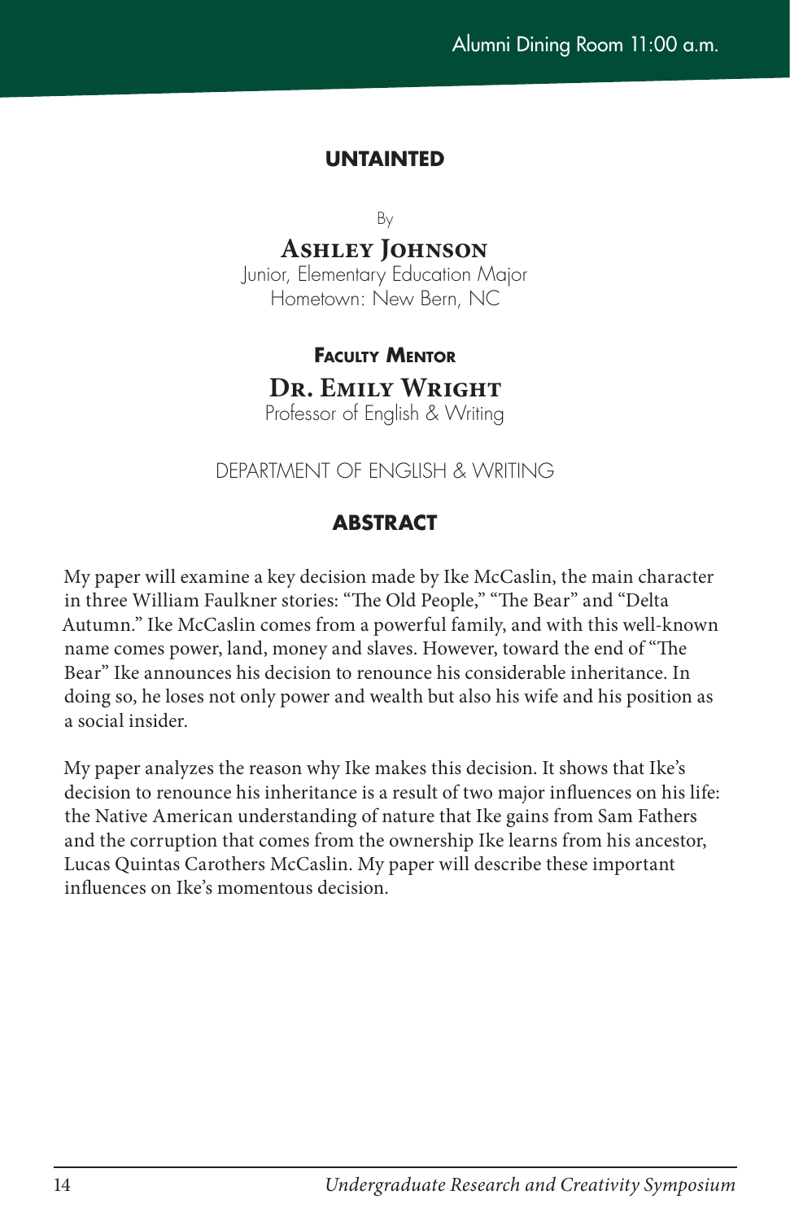Alumni Dining Room 11:00 a.m.

## UNTAINTED

By

**Ashley Johnson**
Junior, Elementary Education Major
Hometown: New Bern, NC

**Faculty Mentor**

**Dr. Emily Wright**
Professor of English & Writing

DEPARTMENT OF ENGLISH & WRITING

### ABSTRACT

My paper will examine a key decision made by Ike McCaslin, the main character in three William Faulkner stories: "The Old People," "The Bear" and "Delta Autumn." Ike McCaslin comes from a powerful family, and with this well-known name comes power, land, money and slaves. However, toward the end of "The Bear" Ike announces his decision to renounce his considerable inheritance. In doing so, he loses not only power and wealth but also his wife and his position as a social insider.

My paper analyzes the reason why Ike makes this decision. It shows that Ike's decision to renounce his inheritance is a result of two major influences on his life: the Native American understanding of nature that Ike gains from Sam Fathers and the corruption that comes from the ownership Ike learns from his ancestor, Lucas Quintas Carothers McCaslin. My paper will describe these important influences on Ike's momentous decision.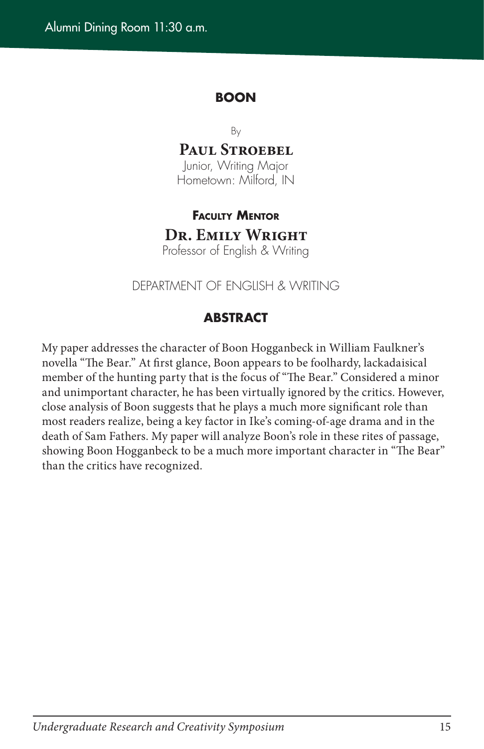Alumni Dining Room 11:30 a.m.

## BOON

By

**Paul Stroebel**
Junior, Writing Major
Hometown: Milford, IN

**Faculty Mentor**

**Dr. Emily Wright**
Professor of English & Writing

DEPARTMENT OF ENGLISH & WRITING

### ABSTRACT

My paper addresses the character of Boon Hogganbeck in William Faulkner's novella "The Bear." At first glance, Boon appears to be foolhardy, lackadaisical member of the hunting party that is the focus of "The Bear." Considered a minor and unimportant character, he has been virtually ignored by the critics. However, close analysis of Boon suggests that he plays a much more significant role than most readers realize, being a key factor in Ike's coming-of-age drama and in the death of Sam Fathers. My paper will analyze Boon's role in these rites of passage, showing Boon Hogganbeck to be a much more important character in "The Bear" than the critics have recognized.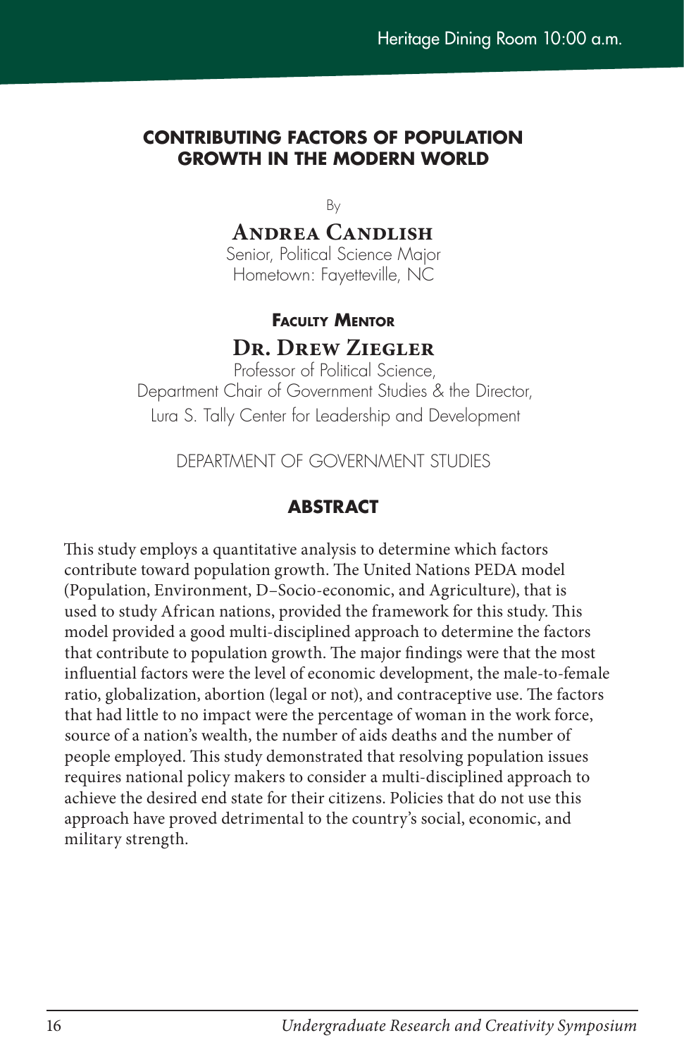Heritage Dining Room 10:00 a.m.

## CONTRIBUTING FACTORS OF POPULATION GROWTH IN THE MODERN WORLD

By

**Andrea Candlish**
Senior, Political Science Major
Hometown: Fayetteville, NC

**Faculty Mentor**

**Dr. Drew Ziegler**
Professor of Political Science,
Department Chair of Government Studies & the Director,
Lura S. Tally Center for Leadership and Development

DEPARTMENT OF GOVERNMENT STUDIES

### ABSTRACT

This study employs a quantitative analysis to determine which factors contribute toward population growth. The United Nations PEDA model (Population, Environment, D–Socio-economic, and Agriculture), that is used to study African nations, provided the framework for this study. This model provided a good multi-disciplined approach to determine the factors that contribute to population growth. The major findings were that the most influential factors were the level of economic development, the male-to-female ratio, globalization, abortion (legal or not), and contraceptive use. The factors that had little to no impact were the percentage of woman in the work force, source of a nation's wealth, the number of aids deaths and the number of people employed. This study demonstrated that resolving population issues requires national policy makers to consider a multi-disciplined approach to achieve the desired end state for their citizens. Policies that do not use this approach have proved detrimental to the country's social, economic, and military strength.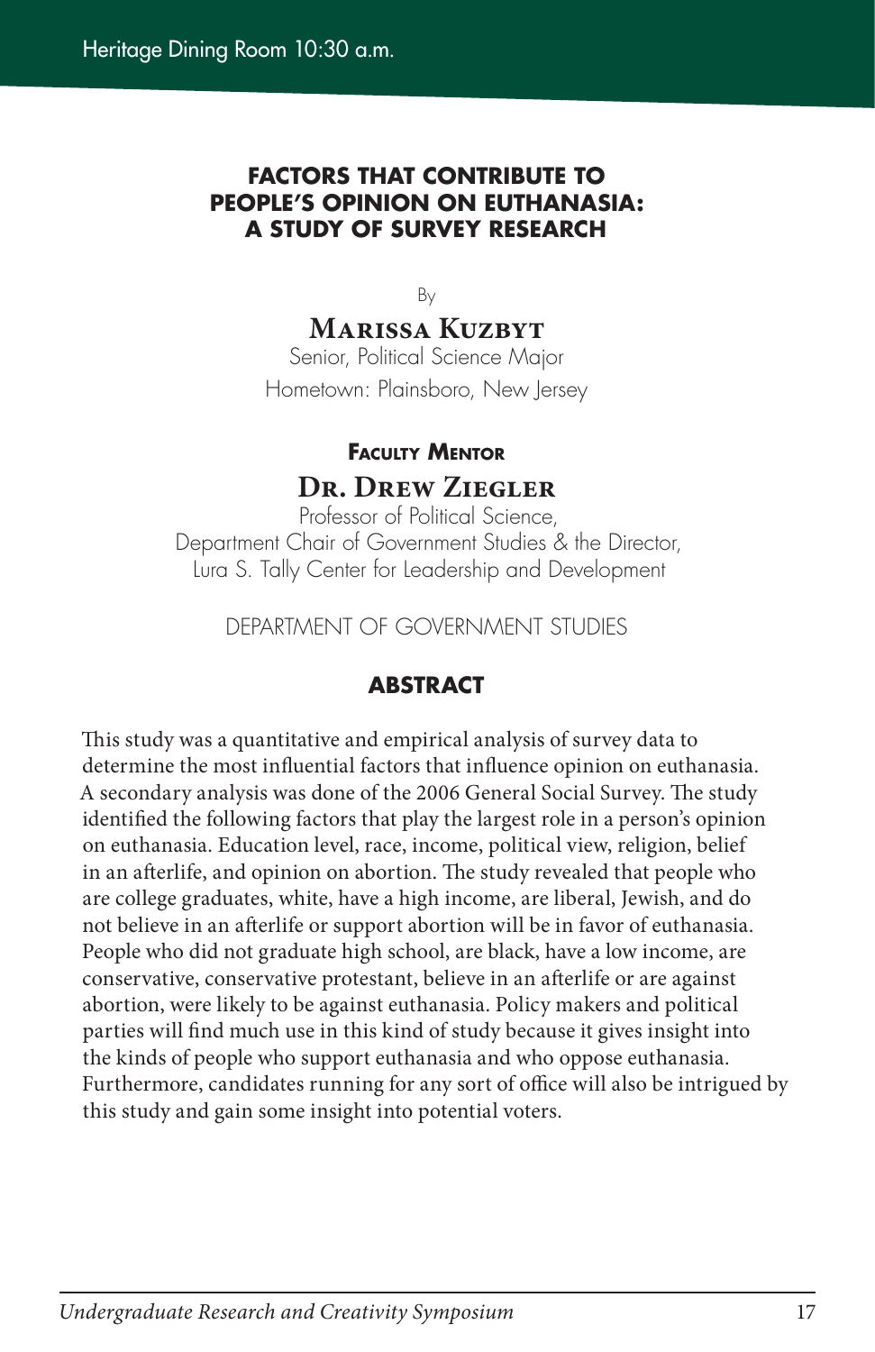Heritage Dining Room 10:30 a.m.

## FACTORS THAT CONTRIBUTE TO PEOPLE'S OPINION ON EUTHANASIA: A STUDY OF SURVEY RESEARCH

By

**Marissa Kuzbyt**

Senior, Political Science Major

Hometown: Plainsboro, New Jersey

**Faculty Mentor**

**Dr. Drew Ziegler**

Professor of Political Science,
Department Chair of Government Studies & the Director,
Lura S. Tally Center for Leadership and Development

DEPARTMENT OF GOVERNMENT STUDIES

### ABSTRACT

This study was a quantitative and empirical analysis of survey data to determine the most influential factors that influence opinion on euthanasia. A secondary analysis was done of the 2006 General Social Survey. The study identified the following factors that play the largest role in a person's opinion on euthanasia. Education level, race, income, political view, religion, belief in an afterlife, and opinion on abortion. The study revealed that people who are college graduates, white, have a high income, are liberal, Jewish, and do not believe in an afterlife or support abortion will be in favor of euthanasia. People who did not graduate high school, are black, have a low income, are conservative, conservative protestant, believe in an afterlife or are against abortion, were likely to be against euthanasia. Policy makers and political parties will find much use in this kind of study because it gives insight into the kinds of people who support euthanasia and who oppose euthanasia. Furthermore, candidates running for any sort of office will also be intrigued by this study and gain some insight into potential voters.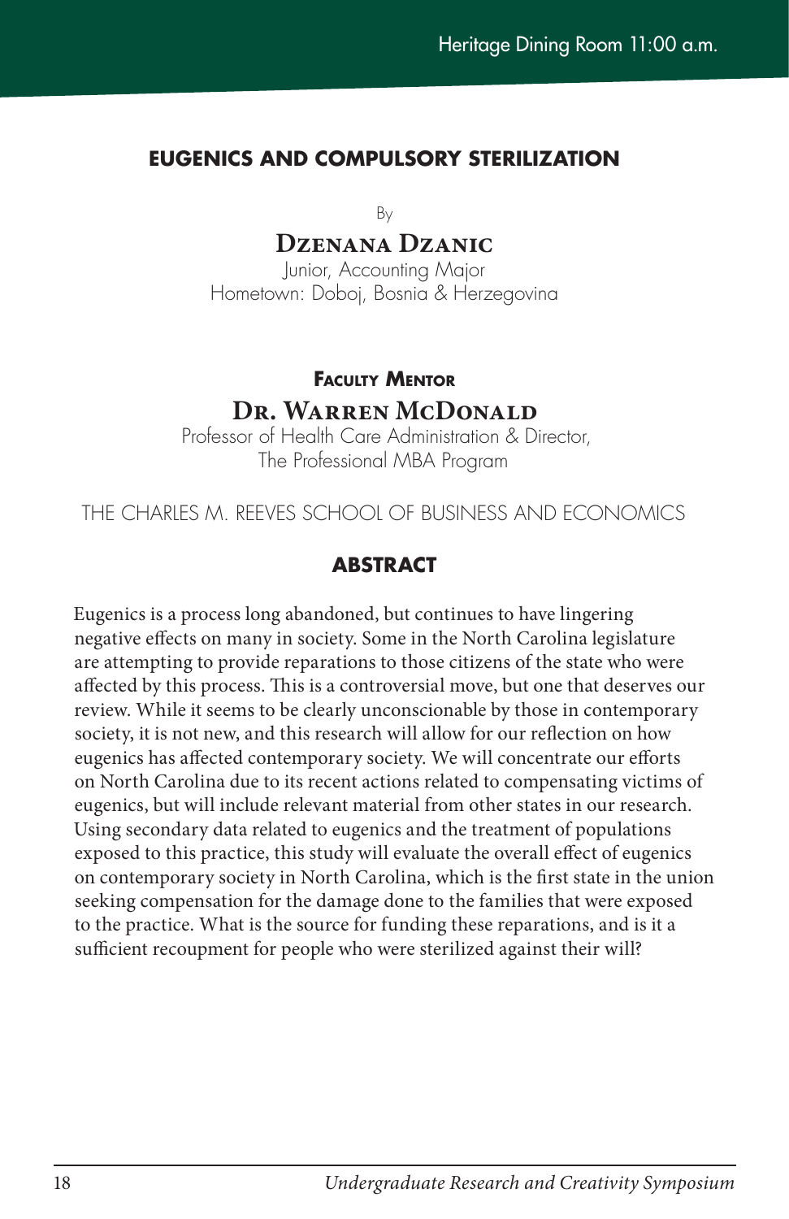Heritage Dining Room 11:00 a.m.

## EUGENICS AND COMPULSORY STERILIZATION

By

**Dzenana Dzanic**
Junior, Accounting Major
Hometown: Doboj, Bosnia & Herzegovina

**Faculty Mentor**

**Dr. Warren McDonald**
Professor of Health Care Administration & Director,
The Professional MBA Program

THE CHARLES M. REEVES SCHOOL OF BUSINESS AND ECONOMICS

### ABSTRACT

Eugenics is a process long abandoned, but continues to have lingering negative effects on many in society. Some in the North Carolina legislature are attempting to provide reparations to those citizens of the state who were affected by this process. This is a controversial move, but one that deserves our review. While it seems to be clearly unconscionable by those in contemporary society, it is not new, and this research will allow for our reflection on how eugenics has affected contemporary society. We will concentrate our efforts on North Carolina due to its recent actions related to compensating victims of eugenics, but will include relevant material from other states in our research. Using secondary data related to eugenics and the treatment of populations exposed to this practice, this study will evaluate the overall effect of eugenics on contemporary society in North Carolina, which is the first state in the union seeking compensation for the damage done to the families that were exposed to the practice. What is the source for funding these reparations, and is it a sufficient recoupment for people who were sterilized against their will?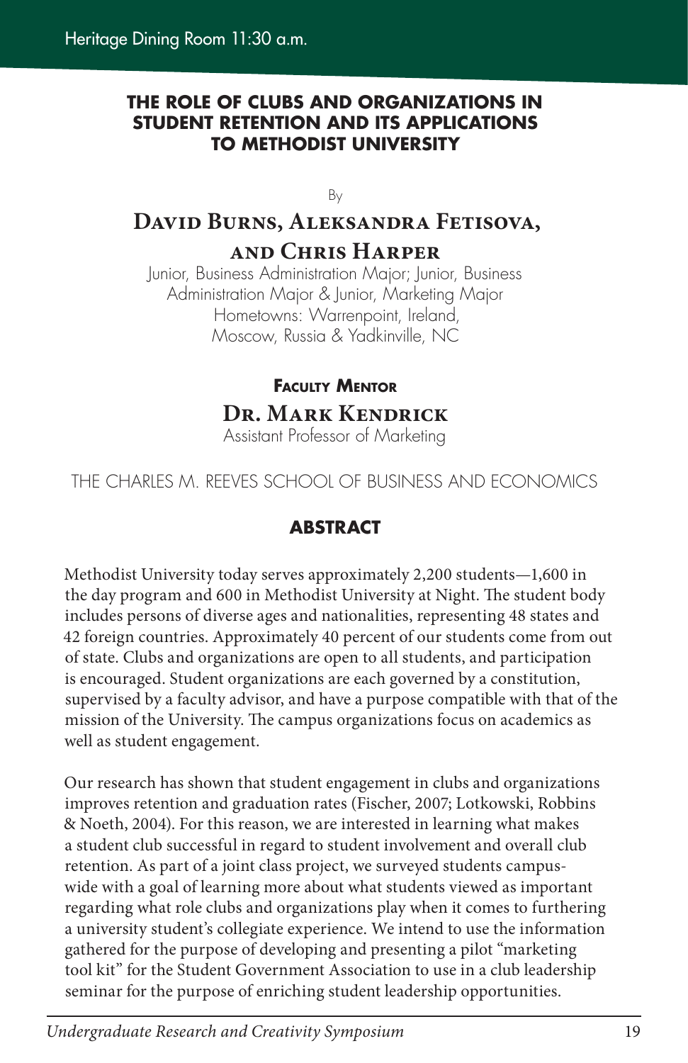Heritage Dining Room 11:30 a.m.

## THE ROLE OF CLUBS AND ORGANIZATIONS IN STUDENT RETENTION AND ITS APPLICATIONS TO METHODIST UNIVERSITY

By

**David Burns, Aleksandra Fetisova, and Chris Harper**

Junior, Business Administration Major; Junior, Business Administration Major & Junior, Marketing Major
Hometowns: Warrenpoint, Ireland, Moscow, Russia & Yadkinville, NC

**Faculty Mentor**

**Dr. Mark Kendrick**
Assistant Professor of Marketing

THE CHARLES M. REEVES SCHOOL OF BUSINESS AND ECONOMICS

### ABSTRACT

Methodist University today serves approximately 2,200 students—1,600 in the day program and 600 in Methodist University at Night. The student body includes persons of diverse ages and nationalities, representing 48 states and 42 foreign countries. Approximately 40 percent of our students come from out of state. Clubs and organizations are open to all students, and participation is encouraged. Student organizations are each governed by a constitution, supervised by a faculty advisor, and have a purpose compatible with that of the mission of the University. The campus organizations focus on academics as well as student engagement.

Our research has shown that student engagement in clubs and organizations improves retention and graduation rates (Fischer, 2007; Lotkowski, Robbins & Noeth, 2004). For this reason, we are interested in learning what makes a student club successful in regard to student involvement and overall club retention. As part of a joint class project, we surveyed students campus-wide with a goal of learning more about what students viewed as important regarding what role clubs and organizations play when it comes to furthering a university student's collegiate experience. We intend to use the information gathered for the purpose of developing and presenting a pilot "marketing tool kit" for the Student Government Association to use in a club leadership seminar for the purpose of enriching student leadership opportunities.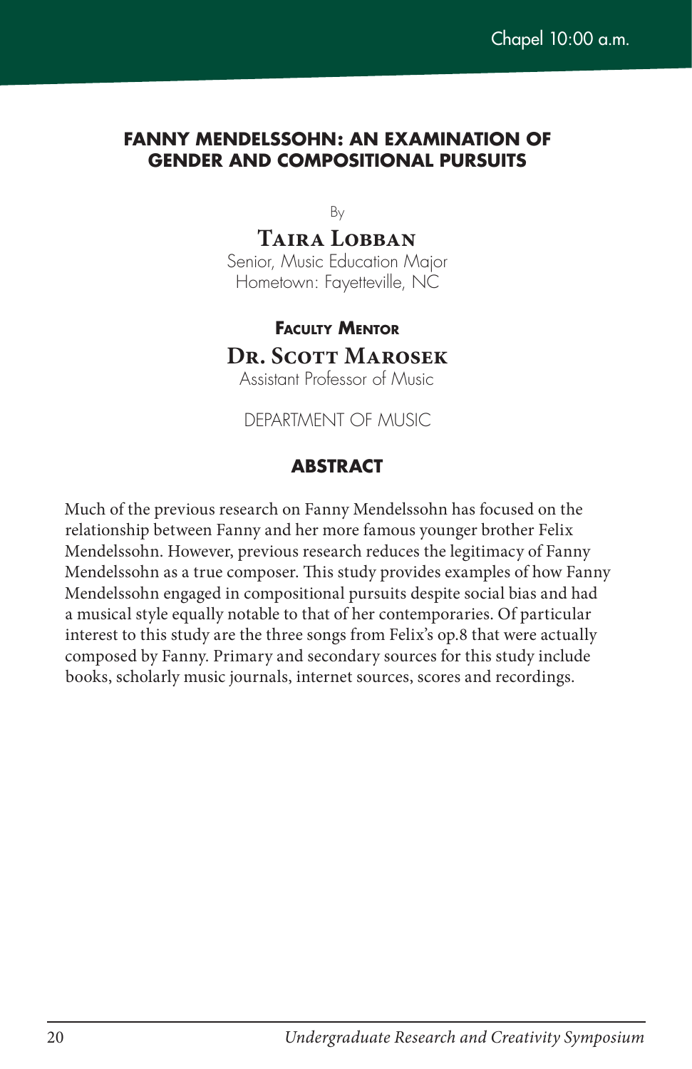Chapel 10:00 a.m.

## FANNY MENDELSSOHN: AN EXAMINATION OF GENDER AND COMPOSITIONAL PURSUITS

By

**Taira Lobban**
Senior, Music Education Major
Hometown: Fayetteville, NC

**Faculty Mentor**

**Dr. Scott Marosek**
Assistant Professor of Music

DEPARTMENT OF MUSIC

### ABSTRACT

Much of the previous research on Fanny Mendelssohn has focused on the relationship between Fanny and her more famous younger brother Felix Mendelssohn. However, previous research reduces the legitimacy of Fanny Mendelssohn as a true composer. This study provides examples of how Fanny Mendelssohn engaged in compositional pursuits despite social bias and had a musical style equally notable to that of her contemporaries. Of particular interest to this study are the three songs from Felix's op.8 that were actually composed by Fanny. Primary and secondary sources for this study include books, scholarly music journals, internet sources, scores and recordings.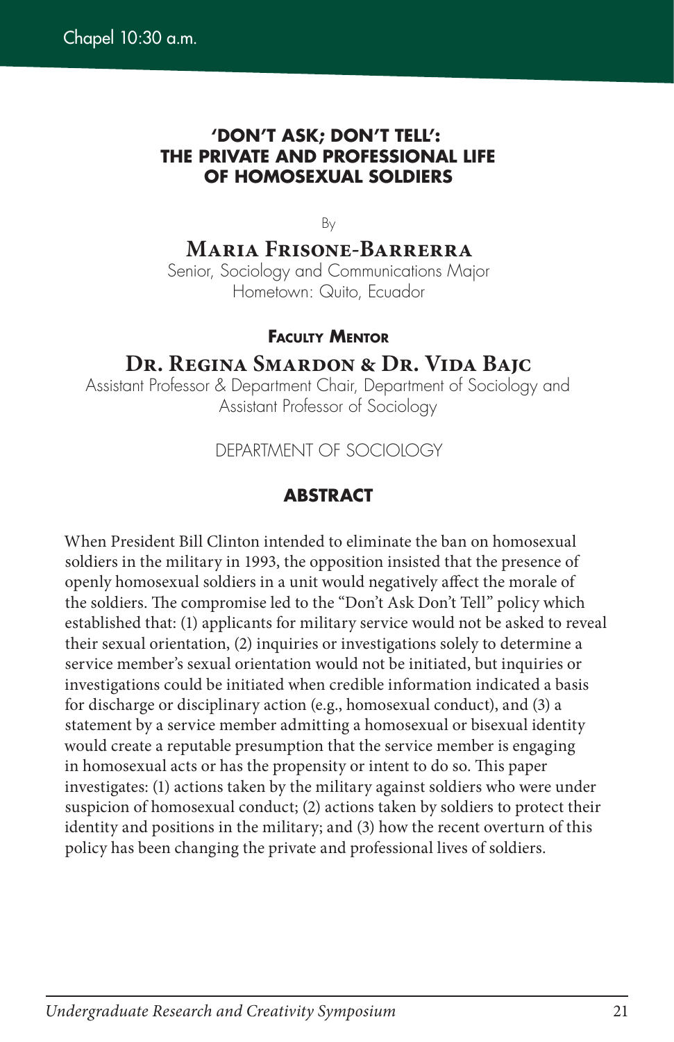Chapel 10:30 a.m.

## 'DON'T ASK; DON'T TELL': THE PRIVATE AND PROFESSIONAL LIFE OF HOMOSEXUAL SOLDIERS

By

**Maria Frisone-Barrerra**

Senior, Sociology and Communications Major

Hometown: Quito, Ecuador

**Faculty Mentor**

**Dr. Regina Smardon & Dr. Vida Bajc**

Assistant Professor & Department Chair, Department of Sociology and Assistant Professor of Sociology

DEPARTMENT OF SOCIOLOGY

### ABSTRACT

When President Bill Clinton intended to eliminate the ban on homosexual soldiers in the military in 1993, the opposition insisted that the presence of openly homosexual soldiers in a unit would negatively affect the morale of the soldiers. The compromise led to the "Don't Ask Don't Tell" policy which established that: (1) applicants for military service would not be asked to reveal their sexual orientation, (2) inquiries or investigations solely to determine a service member's sexual orientation would not be initiated, but inquiries or investigations could be initiated when credible information indicated a basis for discharge or disciplinary action (e.g., homosexual conduct), and (3) a statement by a service member admitting a homosexual or bisexual identity would create a reputable presumption that the service member is engaging in homosexual acts or has the propensity or intent to do so. This paper investigates: (1) actions taken by the military against soldiers who were under suspicion of homosexual conduct; (2) actions taken by soldiers to protect their identity and positions in the military; and (3) how the recent overturn of this policy has been changing the private and professional lives of soldiers.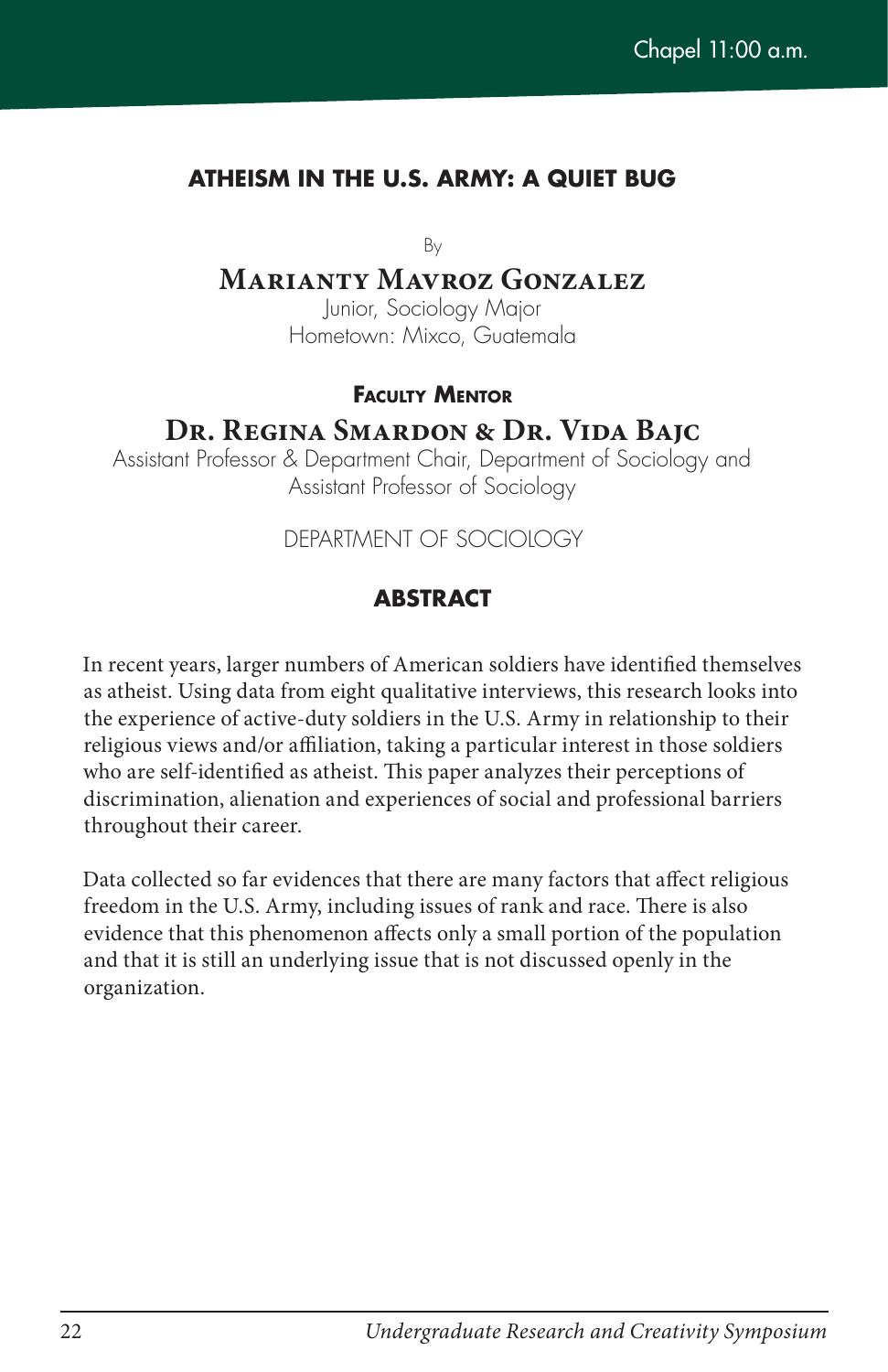Chapel 11:00 a.m.

## ATHEISM IN THE U.S. ARMY: A QUIET BUG

By

**Marianty Mavroz Gonzalez**
Junior, Sociology Major
Hometown: Mixco, Guatemala

**Faculty Mentor**

**Dr. Regina Smardon & Dr. Vida Bajc**
Assistant Professor & Department Chair, Department of Sociology and
Assistant Professor of Sociology

DEPARTMENT OF SOCIOLOGY

### ABSTRACT

In recent years, larger numbers of American soldiers have identified themselves as atheist. Using data from eight qualitative interviews, this research looks into the experience of active-duty soldiers in the U.S. Army in relationship to their religious views and/or affiliation, taking a particular interest in those soldiers who are self-identified as atheist. This paper analyzes their perceptions of discrimination, alienation and experiences of social and professional barriers throughout their career.

Data collected so far evidences that there are many factors that affect religious freedom in the U.S. Army, including issues of rank and race. There is also evidence that this phenomenon affects only a small portion of the population and that it is still an underlying issue that is not discussed openly in the organization.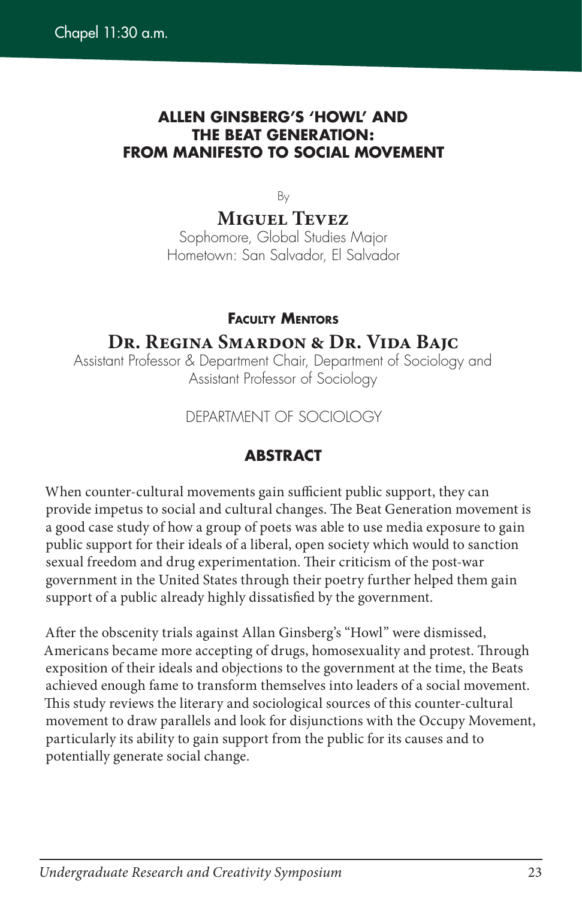Chapel 11:30 a.m.

## ALLEN GINSBERG'S 'HOWL' AND THE BEAT GENERATION: FROM MANIFESTO TO SOCIAL MOVEMENT

By

**Miguel Tevez**
Sophomore, Global Studies Major
Hometown: San Salvador, El Salvador

**Faculty Mentors**

**Dr. Regina Smardon & Dr. Vida Bajc**
Assistant Professor & Department Chair, Department of Sociology and Assistant Professor of Sociology

DEPARTMENT OF SOCIOLOGY

### ABSTRACT

When counter-cultural movements gain sufficient public support, they can provide impetus to social and cultural changes. The Beat Generation movement is a good case study of how a group of poets was able to use media exposure to gain public support for their ideals of a liberal, open society which would to sanction sexual freedom and drug experimentation. Their criticism of the post-war government in the United States through their poetry further helped them gain support of a public already highly dissatisfied by the government.

After the obscenity trials against Allan Ginsberg's "Howl" were dismissed, Americans became more accepting of drugs, homosexuality and protest. Through exposition of their ideals and objections to the government at the time, the Beats achieved enough fame to transform themselves into leaders of a social movement. This study reviews the literary and sociological sources of this counter-cultural movement to draw parallels and look for disjunctions with the Occupy Movement, particularly its ability to gain support from the public for its causes and to potentially generate social change.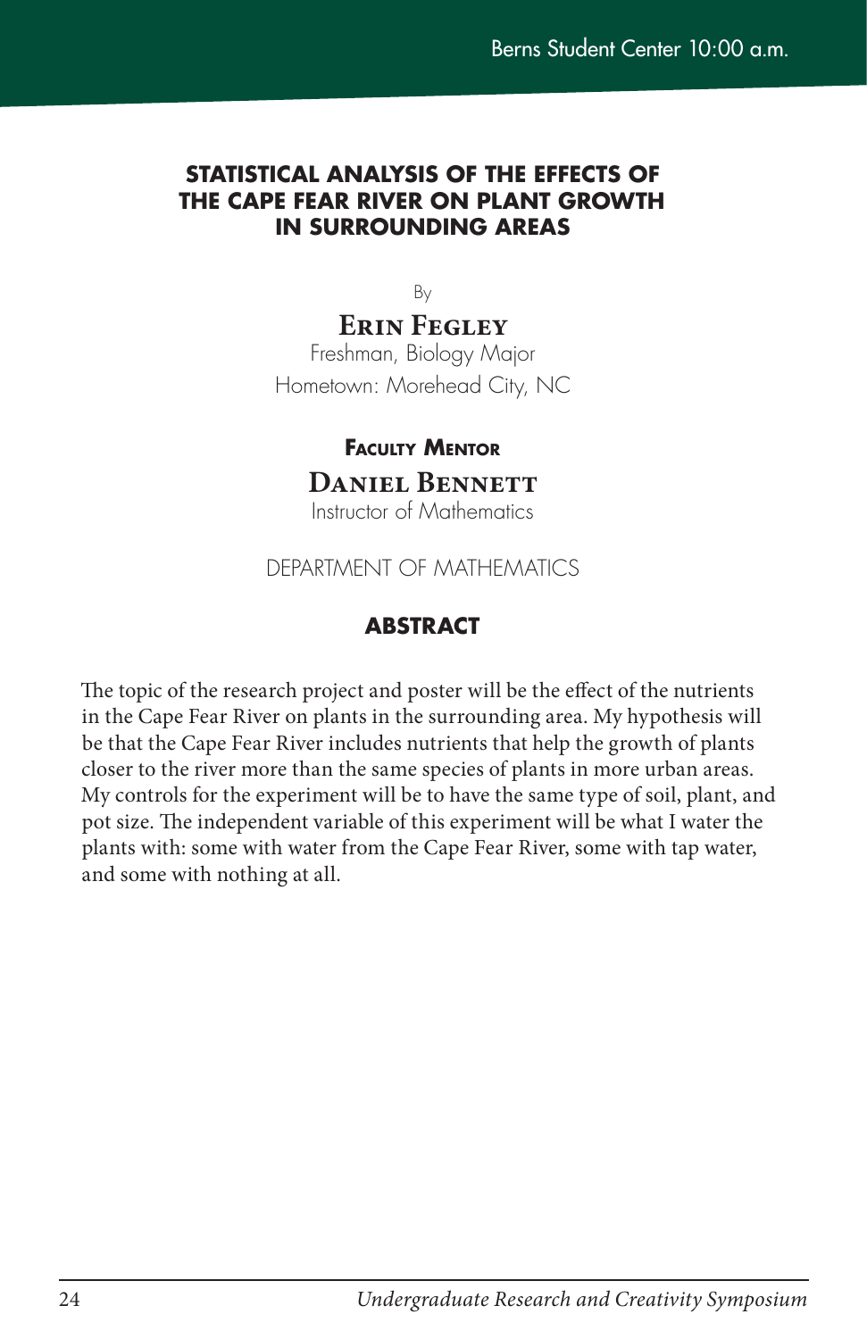Berns Student Center 10:00 a.m.

# STATISTICAL ANALYSIS OF THE EFFECTS OF THE CAPE FEAR RIVER ON PLANT GROWTH IN SURROUNDING AREAS

By

**Erin Fegley**
Freshman, Biology Major
Hometown: Morehead City, NC

**Faculty Mentor**

**Daniel Bennett**
Instructor of Mathematics

DEPARTMENT OF MATHEMATICS

## ABSTRACT

The topic of the research project and poster will be the effect of the nutrients in the Cape Fear River on plants in the surrounding area. My hypothesis will be that the Cape Fear River includes nutrients that help the growth of plants closer to the river more than the same species of plants in more urban areas. My controls for the experiment will be to have the same type of soil, plant, and pot size. The independent variable of this experiment will be what I water the plants with: some with water from the Cape Fear River, some with tap water, and some with nothing at all.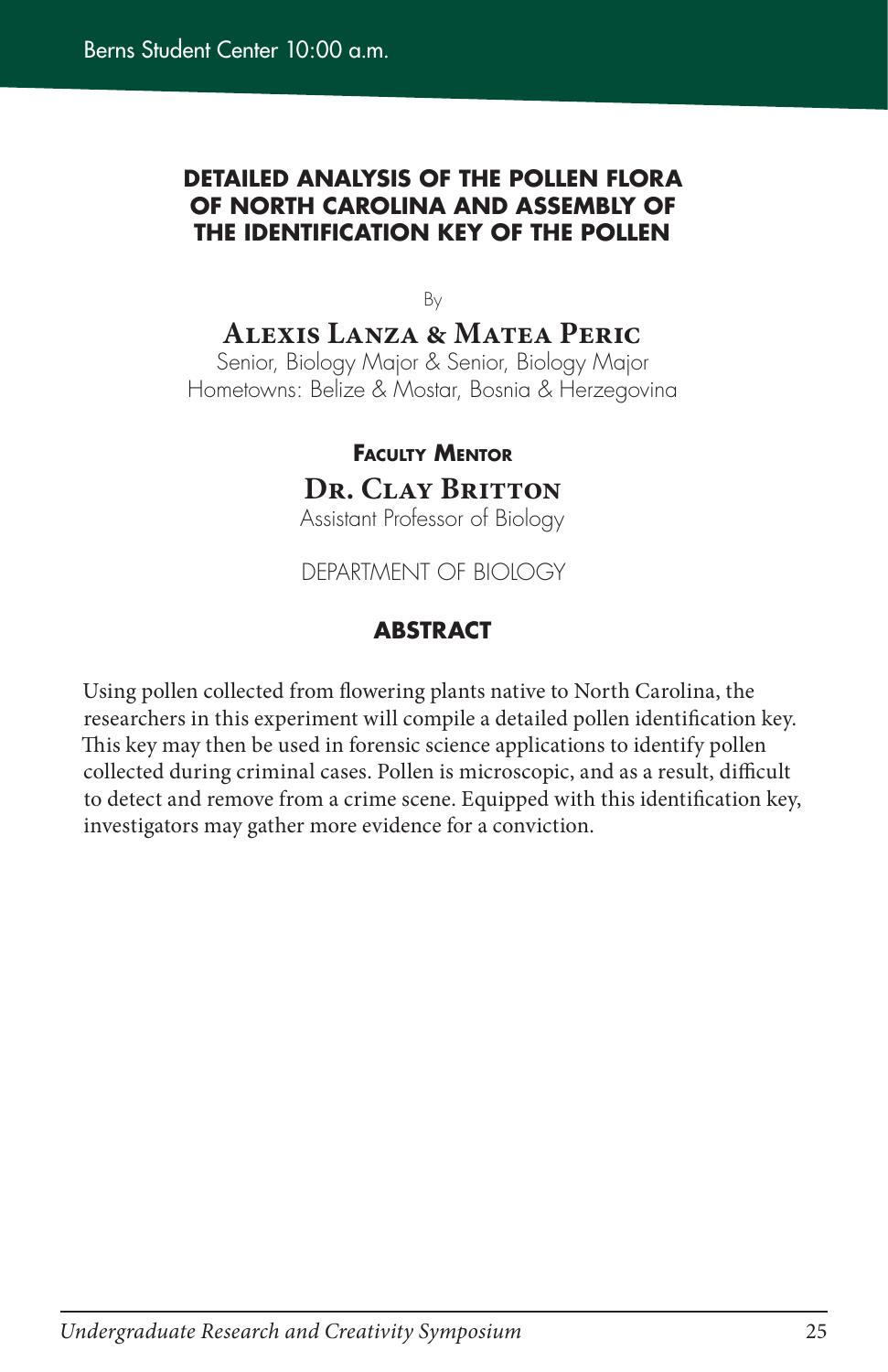Berns Student Center 10:00 a.m.

## DETAILED ANALYSIS OF THE POLLEN FLORA OF NORTH CAROLINA AND ASSEMBLY OF THE IDENTIFICATION KEY OF THE POLLEN

By

**Alexis Lanza & Matea Peric**
Senior, Biology Major & Senior, Biology Major
Hometowns: Belize & Mostar, Bosnia & Herzegovina

**Faculty Mentor**

**Dr. Clay Britton**
Assistant Professor of Biology

DEPARTMENT OF BIOLOGY

### ABSTRACT

Using pollen collected from flowering plants native to North Carolina, the researchers in this experiment will compile a detailed pollen identification key. This key may then be used in forensic science applications to identify pollen collected during criminal cases. Pollen is microscopic, and as a result, difficult to detect and remove from a crime scene. Equipped with this identification key, investigators may gather more evidence for a conviction.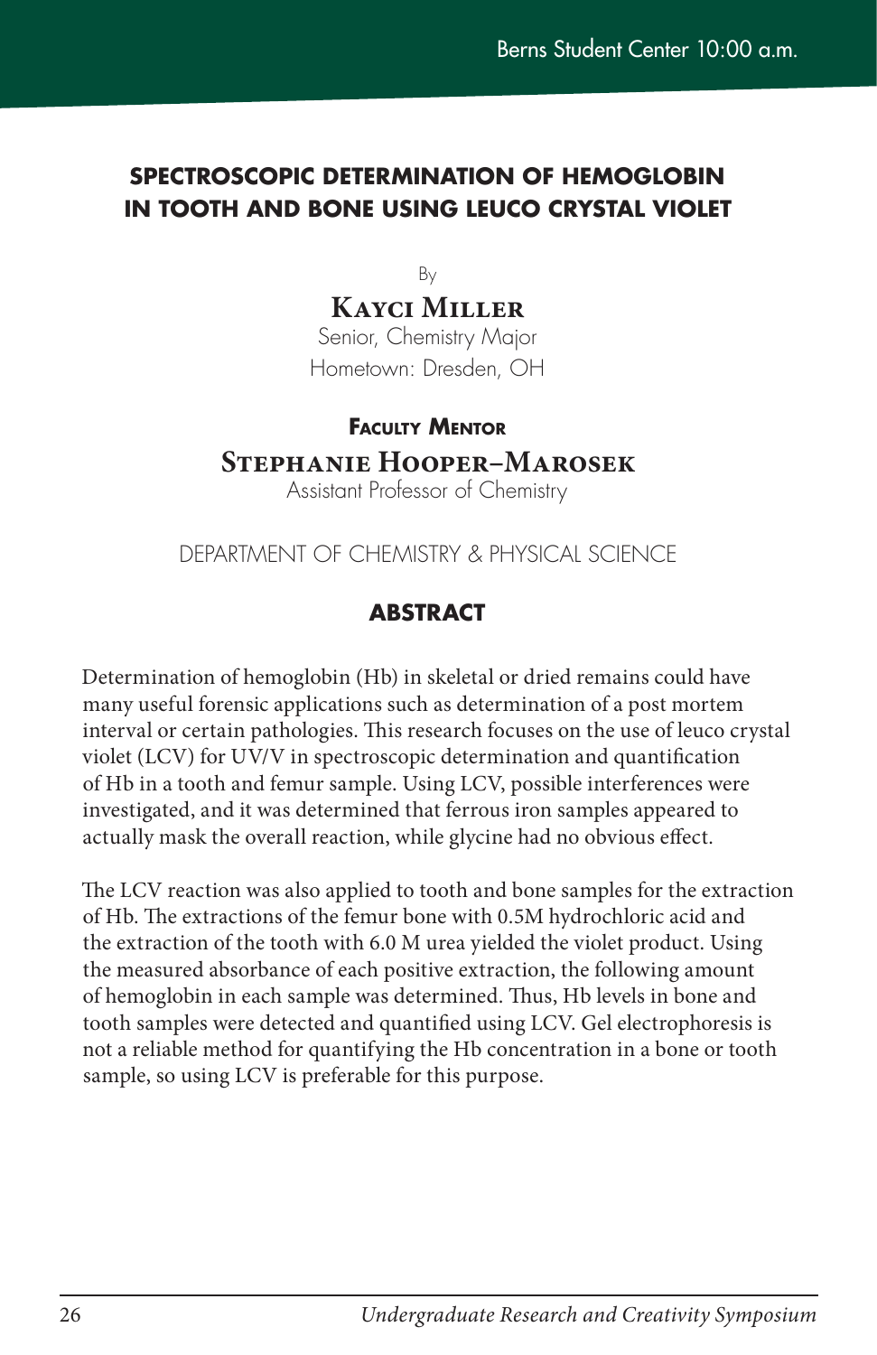Berns Student Center 10:00 a.m.

# SPECTROSCOPIC DETERMINATION OF HEMOGLOBIN IN TOOTH AND BONE USING LEUCO CRYSTAL VIOLET

By

**Kayci Miller**

Senior, Chemistry Major

Hometown: Dresden, OH

**Faculty Mentor**

**Stephanie Hooper–Marosek**

Assistant Professor of Chemistry

DEPARTMENT OF CHEMISTRY & PHYSICAL SCIENCE

## ABSTRACT

Determination of hemoglobin (Hb) in skeletal or dried remains could have many useful forensic applications such as determination of a post mortem interval or certain pathologies. This research focuses on the use of leuco crystal violet (LCV) for UV/V in spectroscopic determination and quantification of Hb in a tooth and femur sample. Using LCV, possible interferences were investigated, and it was determined that ferrous iron samples appeared to actually mask the overall reaction, while glycine had no obvious effect.

The LCV reaction was also applied to tooth and bone samples for the extraction of Hb. The extractions of the femur bone with 0.5M hydrochloric acid and the extraction of the tooth with 6.0 M urea yielded the violet product. Using the measured absorbance of each positive extraction, the following amount of hemoglobin in each sample was determined. Thus, Hb levels in bone and tooth samples were detected and quantified using LCV. Gel electrophoresis is not a reliable method for quantifying the Hb concentration in a bone or tooth sample, so using LCV is preferable for this purpose.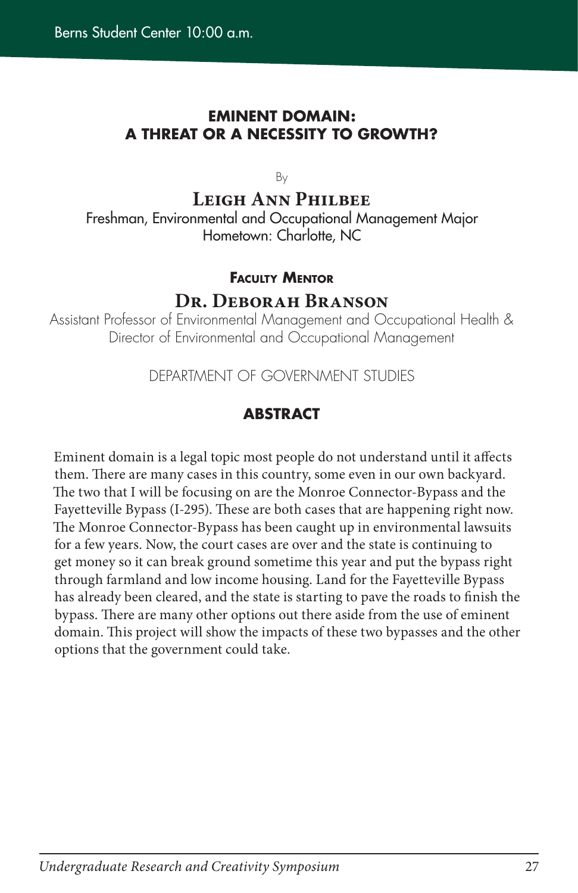Berns Student Center 10:00 a.m.

## EMINENT DOMAIN: A THREAT OR A NECESSITY TO GROWTH?

By

**Leigh Ann Philbee**
Freshman, Environmental and Occupational Management Major
Hometown: Charlotte, NC

**Faculty Mentor**

**Dr. Deborah Branson**
Assistant Professor of Environmental Management and Occupational Health & Director of Environmental and Occupational Management

DEPARTMENT OF GOVERNMENT STUDIES

### ABSTRACT

Eminent domain is a legal topic most people do not understand until it affects them. There are many cases in this country, some even in our own backyard. The two that I will be focusing on are the Monroe Connector-Bypass and the Fayetteville Bypass (I-295). These are both cases that are happening right now. The Monroe Connector-Bypass has been caught up in environmental lawsuits for a few years. Now, the court cases are over and the state is continuing to get money so it can break ground sometime this year and put the bypass right through farmland and low income housing. Land for the Fayetteville Bypass has already been cleared, and the state is starting to pave the roads to finish the bypass. There are many other options out there aside from the use of eminent domain. This project will show the impacts of these two bypasses and the other options that the government could take.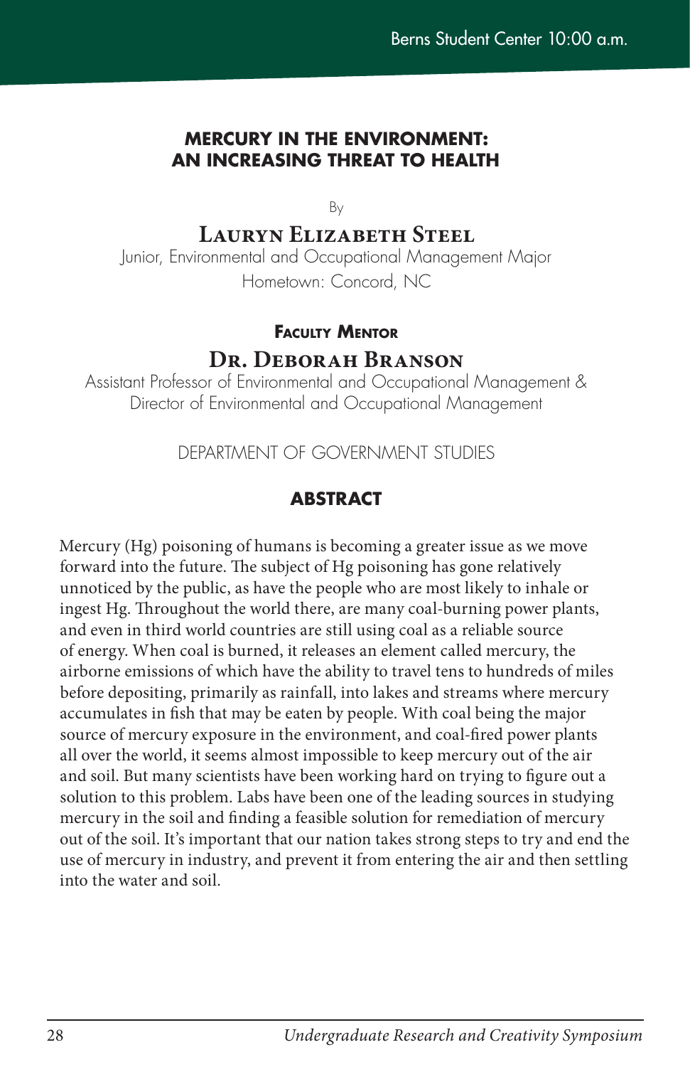Berns Student Center 10:00 a.m.

## MERCURY IN THE ENVIRONMENT: AN INCREASING THREAT TO HEALTH

By

### Lauryn Elizabeth Steel

Junior, Environmental and Occupational Management Major
Hometown: Concord, NC

**Faculty Mentor**

### Dr. Deborah Branson

Assistant Professor of Environmental and Occupational Management &
Director of Environmental and Occupational Management

DEPARTMENT OF GOVERNMENT STUDIES

## ABSTRACT

Mercury (Hg) poisoning of humans is becoming a greater issue as we move forward into the future. The subject of Hg poisoning has gone relatively unnoticed by the public, as have the people who are most likely to inhale or ingest Hg. Throughout the world there, are many coal-burning power plants, and even in third world countries are still using coal as a reliable source of energy. When coal is burned, it releases an element called mercury, the airborne emissions of which have the ability to travel tens to hundreds of miles before depositing, primarily as rainfall, into lakes and streams where mercury accumulates in fish that may be eaten by people. With coal being the major source of mercury exposure in the environment, and coal-fired power plants all over the world, it seems almost impossible to keep mercury out of the air and soil. But many scientists have been working hard on trying to figure out a solution to this problem. Labs have been one of the leading sources in studying mercury in the soil and finding a feasible solution for remediation of mercury out of the soil. It's important that our nation takes strong steps to try and end the use of mercury in industry, and prevent it from entering the air and then settling into the water and soil.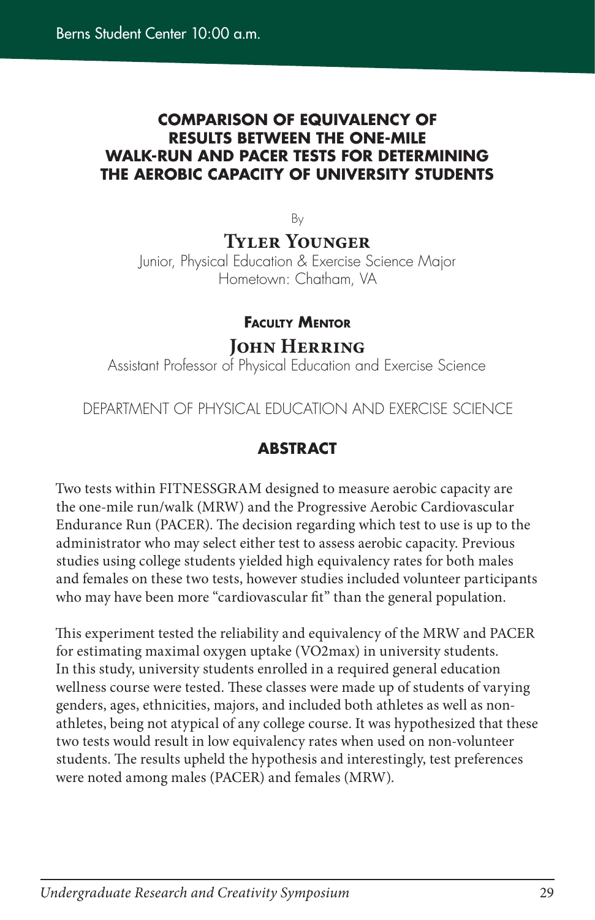Berns Student Center 10:00 a.m.

## COMPARISON OF EQUIVALENCY OF RESULTS BETWEEN THE ONE-MILE WALK-RUN AND PACER TESTS FOR DETERMINING THE AEROBIC CAPACITY OF UNIVERSITY STUDENTS

By

**Tyler Younger**
Junior, Physical Education & Exercise Science Major
Hometown: Chatham, VA

**Faculty Mentor**

**John Herring**
Assistant Professor of Physical Education and Exercise Science

DEPARTMENT OF PHYSICAL EDUCATION AND EXERCISE SCIENCE

### ABSTRACT

Two tests within FITNESSGRAM designed to measure aerobic capacity are the one-mile run/walk (MRW) and the Progressive Aerobic Cardiovascular Endurance Run (PACER). The decision regarding which test to use is up to the administrator who may select either test to assess aerobic capacity. Previous studies using college students yielded high equivalency rates for both males and females on these two tests, however studies included volunteer participants who may have been more "cardiovascular fit" than the general population.

This experiment tested the reliability and equivalency of the MRW and PACER for estimating maximal oxygen uptake (VO2max) in university students. In this study, university students enrolled in a required general education wellness course were tested. These classes were made up of students of varying genders, ages, ethnicities, majors, and included both athletes as well as non-athletes, being not atypical of any college course. It was hypothesized that these two tests would result in low equivalency rates when used on non-volunteer students. The results upheld the hypothesis and interestingly, test preferences were noted among males (PACER) and females (MRW).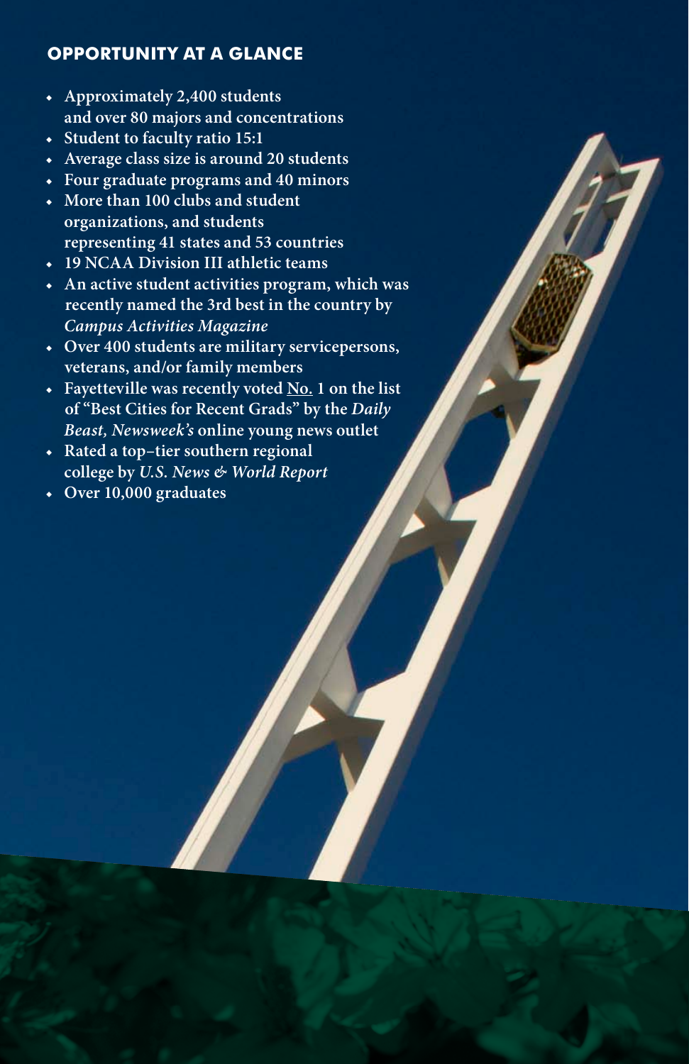## OPPORTUNITY AT A GLANCE

- Approximately 2,400 students and over 80 majors and concentrations
- Student to faculty ratio 15:1
- Average class size is around 20 students
- Four graduate programs and 40 minors
- More than 100 clubs and student organizations, and students representing 41 states and 53 countries
- 19 NCAA Division III athletic teams
- An active student activities program, which was recently named the 3rd best in the country by *Campus Activities Magazine*
- Over 400 students are military servicepersons, veterans, and/or family members
- Fayetteville was recently voted No. 1 on the list of "Best Cities for Recent Grads" by the *Daily Beast, Newsweek's* online young news outlet
- Rated a top–tier southern regional college by *U.S. News & World Report*
- Over 10,000 graduates